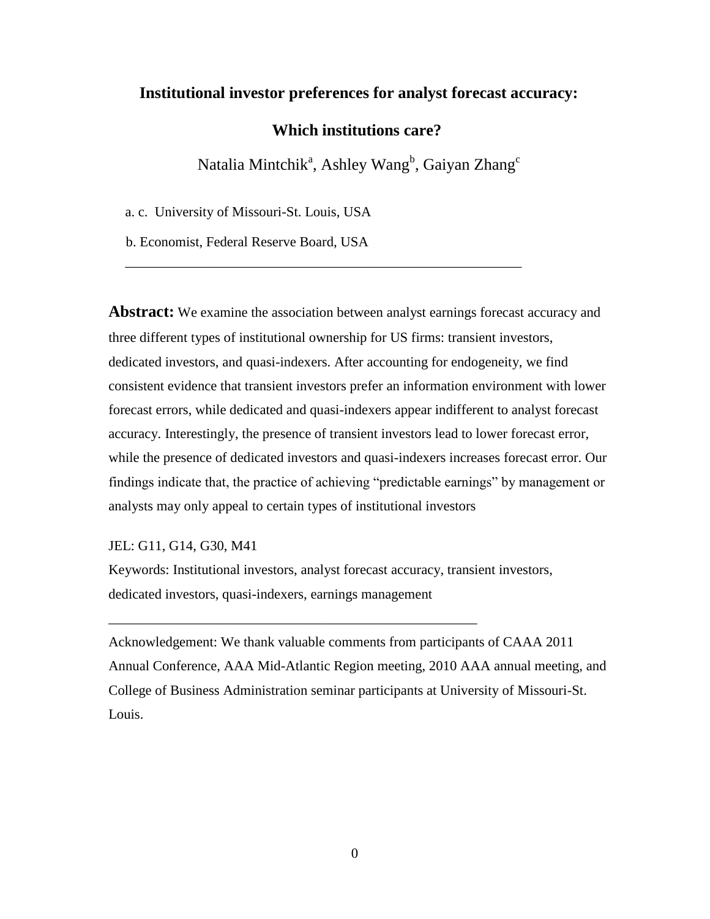# Institutional investor preferences for analyst forecast accuracy:

## Which institutions care?

Natalia Mintchik[a], Ashley Wang[b], Gaiyan Zhang[c]

a. c. University of Missouri-St. Louis, USA

b. Economist, Federal Reserve Board, USA

---

**Abstract:** We examine the association between analyst earnings forecast accuracy and three different types of institutional ownership for US firms: transient investors, dedicated investors, and quasi-indexers. After accounting for endogeneity, we find consistent evidence that transient investors prefer an information environment with lower forecast errors, while dedicated and quasi-indexers appear indifferent to analyst forecast accuracy. Interestingly, the presence of transient investors lead to lower forecast error, while the presence of dedicated investors and quasi-indexers increases forecast error. Our findings indicate that, the practice of achieving "predictable earnings" by management or analysts may only appeal to certain types of institutional investors

JEL: G11, G14, G30, M41

Keywords: Institutional investors, analyst forecast accuracy, transient investors, dedicated investors, quasi-indexers, earnings management

---

Acknowledgement: We thank valuable comments from participants of CAAA 2011 Annual Conference, AAA Mid-Atlantic Region meeting, 2010 AAA annual meeting, and College of Business Administration seminar participants at University of Missouri-St. Louis.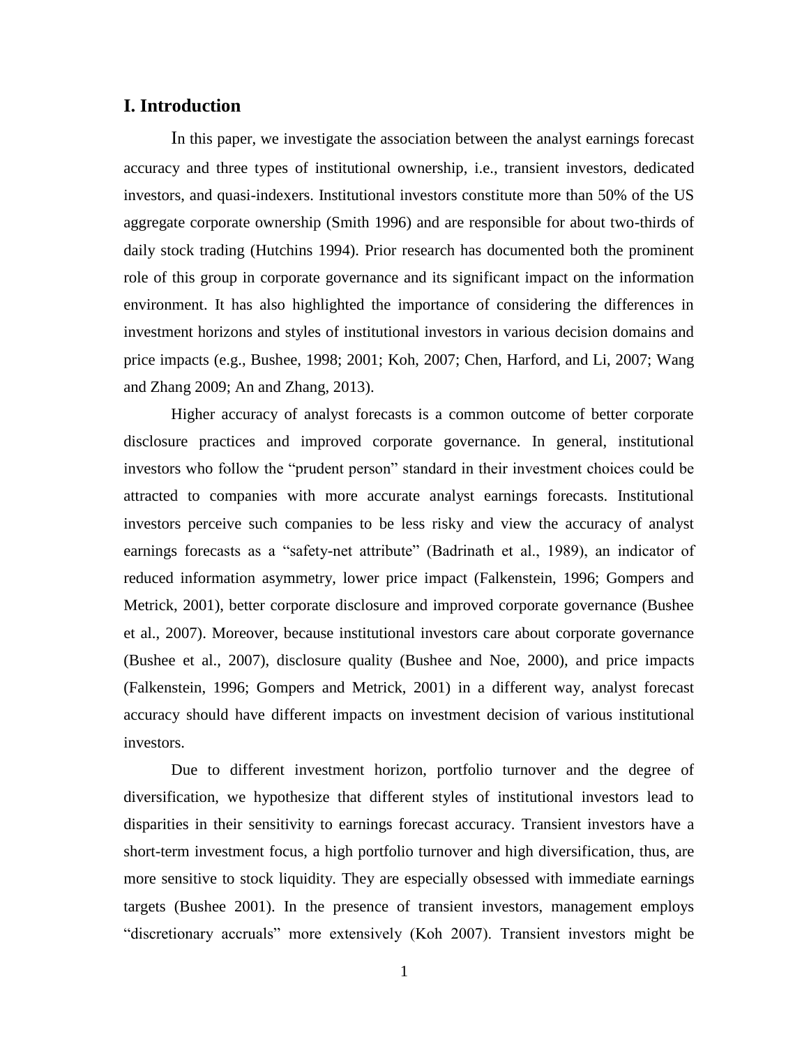## I. Introduction

In this paper, we investigate the association between the analyst earnings forecast accuracy and three types of institutional ownership, i.e., transient investors, dedicated investors, and quasi-indexers. Institutional investors constitute more than 50% of the US aggregate corporate ownership (Smith 1996) and are responsible for about two-thirds of daily stock trading (Hutchins 1994). Prior research has documented both the prominent role of this group in corporate governance and its significant impact on the information environment. It has also highlighted the importance of considering the differences in investment horizons and styles of institutional investors in various decision domains and price impacts (e.g., Bushee, 1998; 2001; Koh, 2007; Chen, Harford, and Li, 2007; Wang and Zhang 2009; An and Zhang, 2013).

Higher accuracy of analyst forecasts is a common outcome of better corporate disclosure practices and improved corporate governance. In general, institutional investors who follow the "prudent person" standard in their investment choices could be attracted to companies with more accurate analyst earnings forecasts. Institutional investors perceive such companies to be less risky and view the accuracy of analyst earnings forecasts as a "safety-net attribute" (Badrinath et al., 1989), an indicator of reduced information asymmetry, lower price impact (Falkenstein, 1996; Gompers and Metrick, 2001), better corporate disclosure and improved corporate governance (Bushee et al., 2007). Moreover, because institutional investors care about corporate governance (Bushee et al., 2007), disclosure quality (Bushee and Noe, 2000), and price impacts (Falkenstein, 1996; Gompers and Metrick, 2001) in a different way, analyst forecast accuracy should have different impacts on investment decision of various institutional investors.

Due to different investment horizon, portfolio turnover and the degree of diversification, we hypothesize that different styles of institutional investors lead to disparities in their sensitivity to earnings forecast accuracy. Transient investors have a short-term investment focus, a high portfolio turnover and high diversification, thus, are more sensitive to stock liquidity. They are especially obsessed with immediate earnings targets (Bushee 2001). In the presence of transient investors, management employs "discretionary accruals" more extensively (Koh 2007). Transient investors might be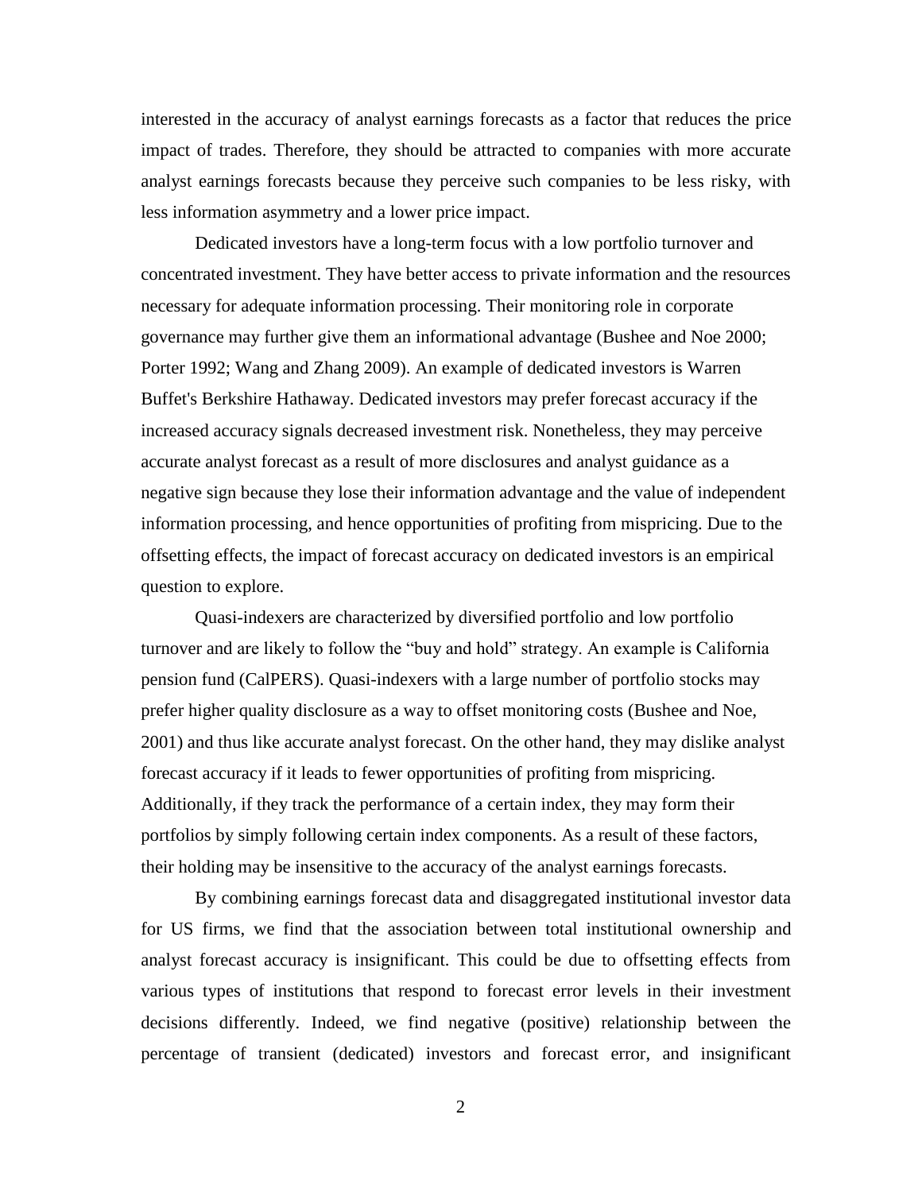interested in the accuracy of analyst earnings forecasts as a factor that reduces the price impact of trades. Therefore, they should be attracted to companies with more accurate analyst earnings forecasts because they perceive such companies to be less risky, with less information asymmetry and a lower price impact.

Dedicated investors have a long-term focus with a low portfolio turnover and concentrated investment. They have better access to private information and the resources necessary for adequate information processing. Their monitoring role in corporate governance may further give them an informational advantage (Bushee and Noe 2000; Porter 1992; Wang and Zhang 2009). An example of dedicated investors is Warren Buffet's Berkshire Hathaway. Dedicated investors may prefer forecast accuracy if the increased accuracy signals decreased investment risk. Nonetheless, they may perceive accurate analyst forecast as a result of more disclosures and analyst guidance as a negative sign because they lose their information advantage and the value of independent information processing, and hence opportunities of profiting from mispricing. Due to the offsetting effects, the impact of forecast accuracy on dedicated investors is an empirical question to explore.

Quasi-indexers are characterized by diversified portfolio and low portfolio turnover and are likely to follow the "buy and hold" strategy. An example is California pension fund (CalPERS). Quasi-indexers with a large number of portfolio stocks may prefer higher quality disclosure as a way to offset monitoring costs (Bushee and Noe, 2001) and thus like accurate analyst forecast. On the other hand, they may dislike analyst forecast accuracy if it leads to fewer opportunities of profiting from mispricing. Additionally, if they track the performance of a certain index, they may form their portfolios by simply following certain index components. As a result of these factors, their holding may be insensitive to the accuracy of the analyst earnings forecasts.

By combining earnings forecast data and disaggregated institutional investor data for US firms, we find that the association between total institutional ownership and analyst forecast accuracy is insignificant. This could be due to offsetting effects from various types of institutions that respond to forecast error levels in their investment decisions differently. Indeed, we find negative (positive) relationship between the percentage of transient (dedicated) investors and forecast error, and insignificant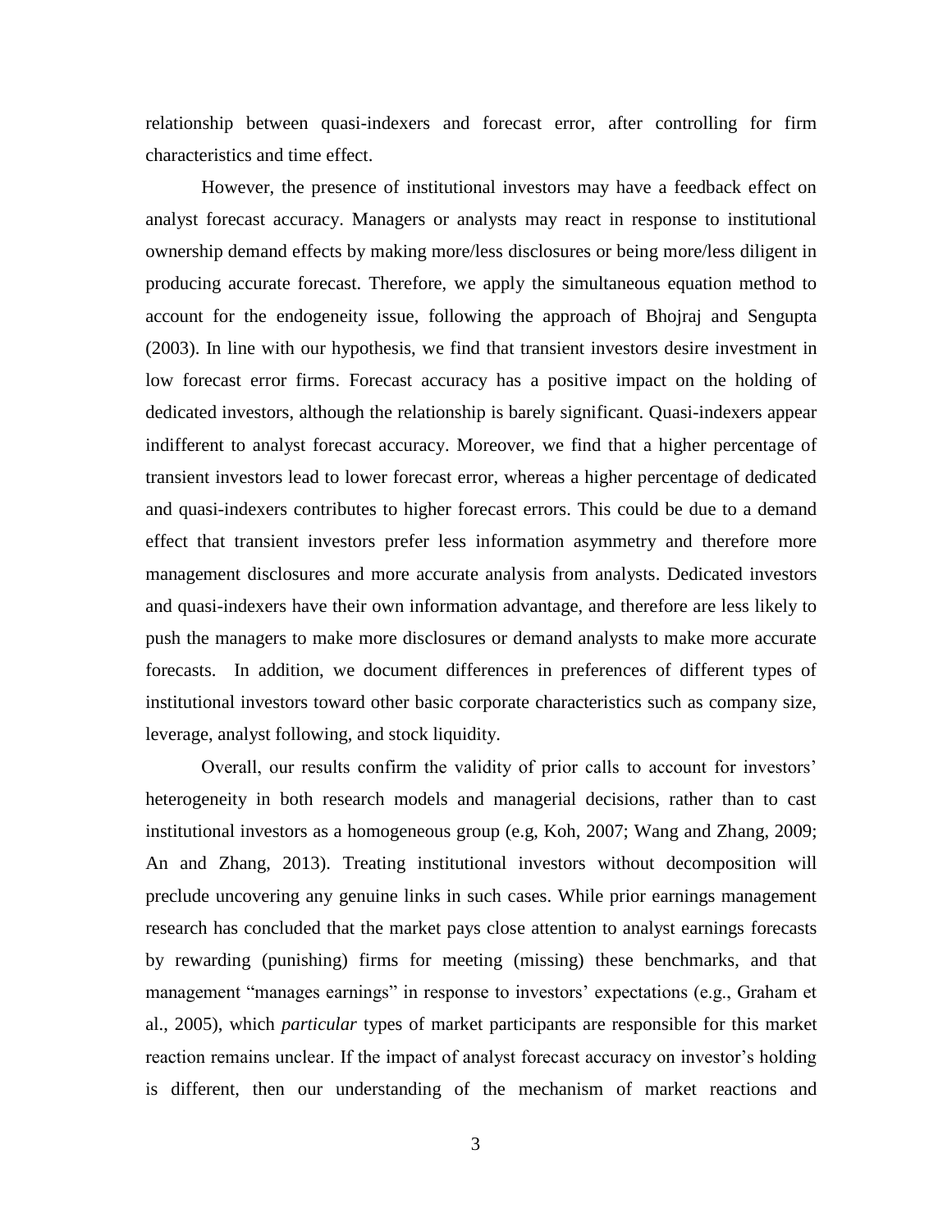relationship between quasi-indexers and forecast error, after controlling for firm characteristics and time effect.

However, the presence of institutional investors may have a feedback effect on analyst forecast accuracy. Managers or analysts may react in response to institutional ownership demand effects by making more/less disclosures or being more/less diligent in producing accurate forecast. Therefore, we apply the simultaneous equation method to account for the endogeneity issue, following the approach of Bhojraj and Sengupta (2003). In line with our hypothesis, we find that transient investors desire investment in low forecast error firms. Forecast accuracy has a positive impact on the holding of dedicated investors, although the relationship is barely significant. Quasi-indexers appear indifferent to analyst forecast accuracy. Moreover, we find that a higher percentage of transient investors lead to lower forecast error, whereas a higher percentage of dedicated and quasi-indexers contributes to higher forecast errors. This could be due to a demand effect that transient investors prefer less information asymmetry and therefore more management disclosures and more accurate analysis from analysts. Dedicated investors and quasi-indexers have their own information advantage, and therefore are less likely to push the managers to make more disclosures or demand analysts to make more accurate forecasts. In addition, we document differences in preferences of different types of institutional investors toward other basic corporate characteristics such as company size, leverage, analyst following, and stock liquidity.

Overall, our results confirm the validity of prior calls to account for investors' heterogeneity in both research models and managerial decisions, rather than to cast institutional investors as a homogeneous group (e.g, Koh, 2007; Wang and Zhang, 2009; An and Zhang, 2013). Treating institutional investors without decomposition will preclude uncovering any genuine links in such cases. While prior earnings management research has concluded that the market pays close attention to analyst earnings forecasts by rewarding (punishing) firms for meeting (missing) these benchmarks, and that management "manages earnings" in response to investors' expectations (e.g., Graham et al., 2005), which *particular* types of market participants are responsible for this market reaction remains unclear. If the impact of analyst forecast accuracy on investor's holding is different, then our understanding of the mechanism of market reactions and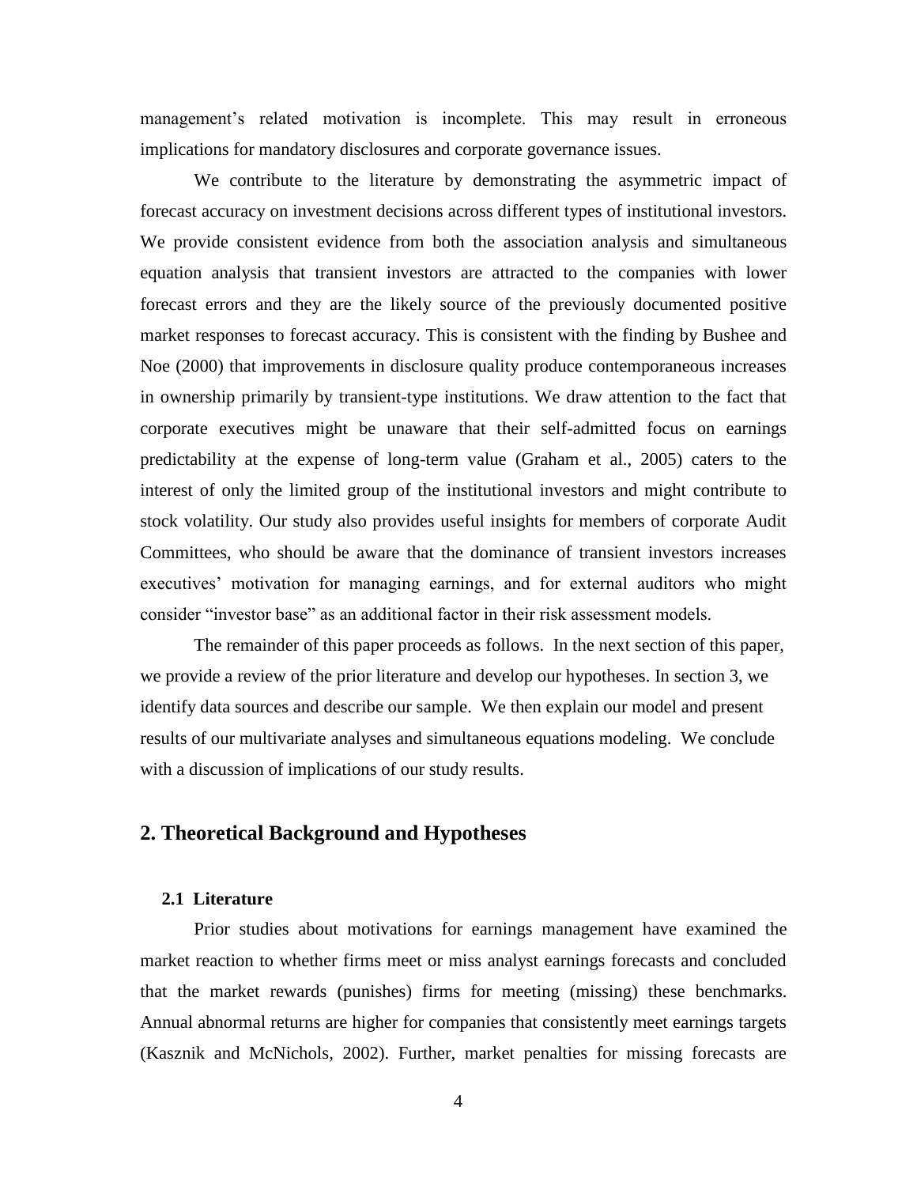management's related motivation is incomplete. This may result in erroneous implications for mandatory disclosures and corporate governance issues.

We contribute to the literature by demonstrating the asymmetric impact of forecast accuracy on investment decisions across different types of institutional investors. We provide consistent evidence from both the association analysis and simultaneous equation analysis that transient investors are attracted to the companies with lower forecast errors and they are the likely source of the previously documented positive market responses to forecast accuracy. This is consistent with the finding by Bushee and Noe (2000) that improvements in disclosure quality produce contemporaneous increases in ownership primarily by transient-type institutions. We draw attention to the fact that corporate executives might be unaware that their self-admitted focus on earnings predictability at the expense of long-term value (Graham et al., 2005) caters to the interest of only the limited group of the institutional investors and might contribute to stock volatility. Our study also provides useful insights for members of corporate Audit Committees, who should be aware that the dominance of transient investors increases executives' motivation for managing earnings, and for external auditors who might consider "investor base" as an additional factor in their risk assessment models.

The remainder of this paper proceeds as follows. In the next section of this paper, we provide a review of the prior literature and develop our hypotheses. In section 3, we identify data sources and describe our sample. We then explain our model and present results of our multivariate analyses and simultaneous equations modeling. We conclude with a discussion of implications of our study results.

## 2. Theoretical Background and Hypotheses

### 2.1 Literature

Prior studies about motivations for earnings management have examined the market reaction to whether firms meet or miss analyst earnings forecasts and concluded that the market rewards (punishes) firms for meeting (missing) these benchmarks. Annual abnormal returns are higher for companies that consistently meet earnings targets (Kasznik and McNichols, 2002). Further, market penalties for missing forecasts are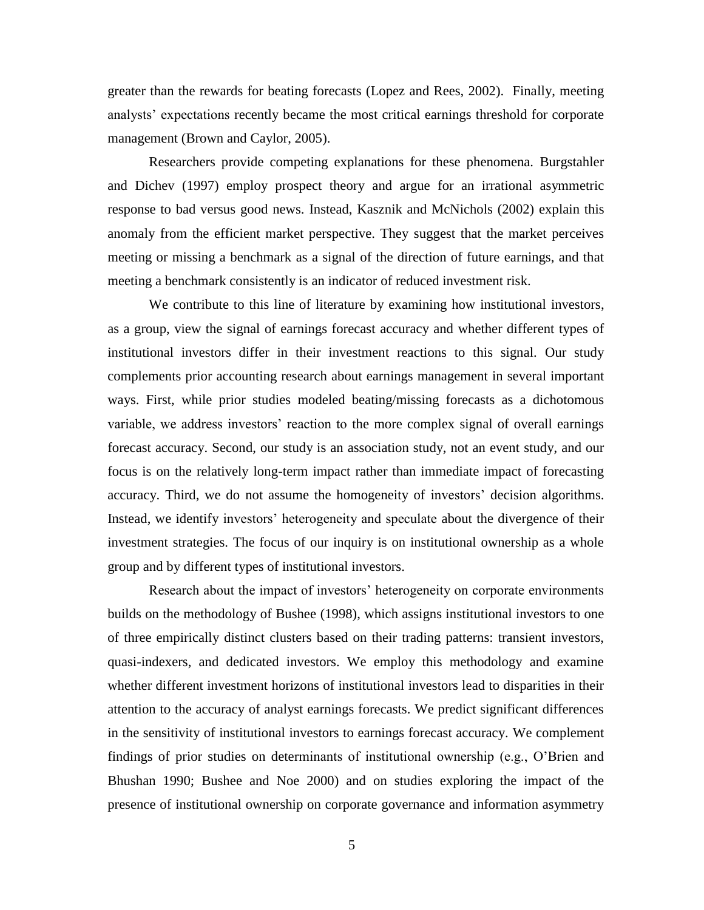greater than the rewards for beating forecasts (Lopez and Rees, 2002). Finally, meeting analysts' expectations recently became the most critical earnings threshold for corporate management (Brown and Caylor, 2005).

Researchers provide competing explanations for these phenomena. Burgstahler and Dichev (1997) employ prospect theory and argue for an irrational asymmetric response to bad versus good news. Instead, Kasznik and McNichols (2002) explain this anomaly from the efficient market perspective. They suggest that the market perceives meeting or missing a benchmark as a signal of the direction of future earnings, and that meeting a benchmark consistently is an indicator of reduced investment risk.

We contribute to this line of literature by examining how institutional investors, as a group, view the signal of earnings forecast accuracy and whether different types of institutional investors differ in their investment reactions to this signal. Our study complements prior accounting research about earnings management in several important ways. First, while prior studies modeled beating/missing forecasts as a dichotomous variable, we address investors' reaction to the more complex signal of overall earnings forecast accuracy. Second, our study is an association study, not an event study, and our focus is on the relatively long-term impact rather than immediate impact of forecasting accuracy. Third, we do not assume the homogeneity of investors' decision algorithms. Instead, we identify investors' heterogeneity and speculate about the divergence of their investment strategies. The focus of our inquiry is on institutional ownership as a whole group and by different types of institutional investors.

Research about the impact of investors' heterogeneity on corporate environments builds on the methodology of Bushee (1998), which assigns institutional investors to one of three empirically distinct clusters based on their trading patterns: transient investors, quasi-indexers, and dedicated investors. We employ this methodology and examine whether different investment horizons of institutional investors lead to disparities in their attention to the accuracy of analyst earnings forecasts. We predict significant differences in the sensitivity of institutional investors to earnings forecast accuracy. We complement findings of prior studies on determinants of institutional ownership (e.g., O'Brien and Bhushan 1990; Bushee and Noe 2000) and on studies exploring the impact of the presence of institutional ownership on corporate governance and information asymmetry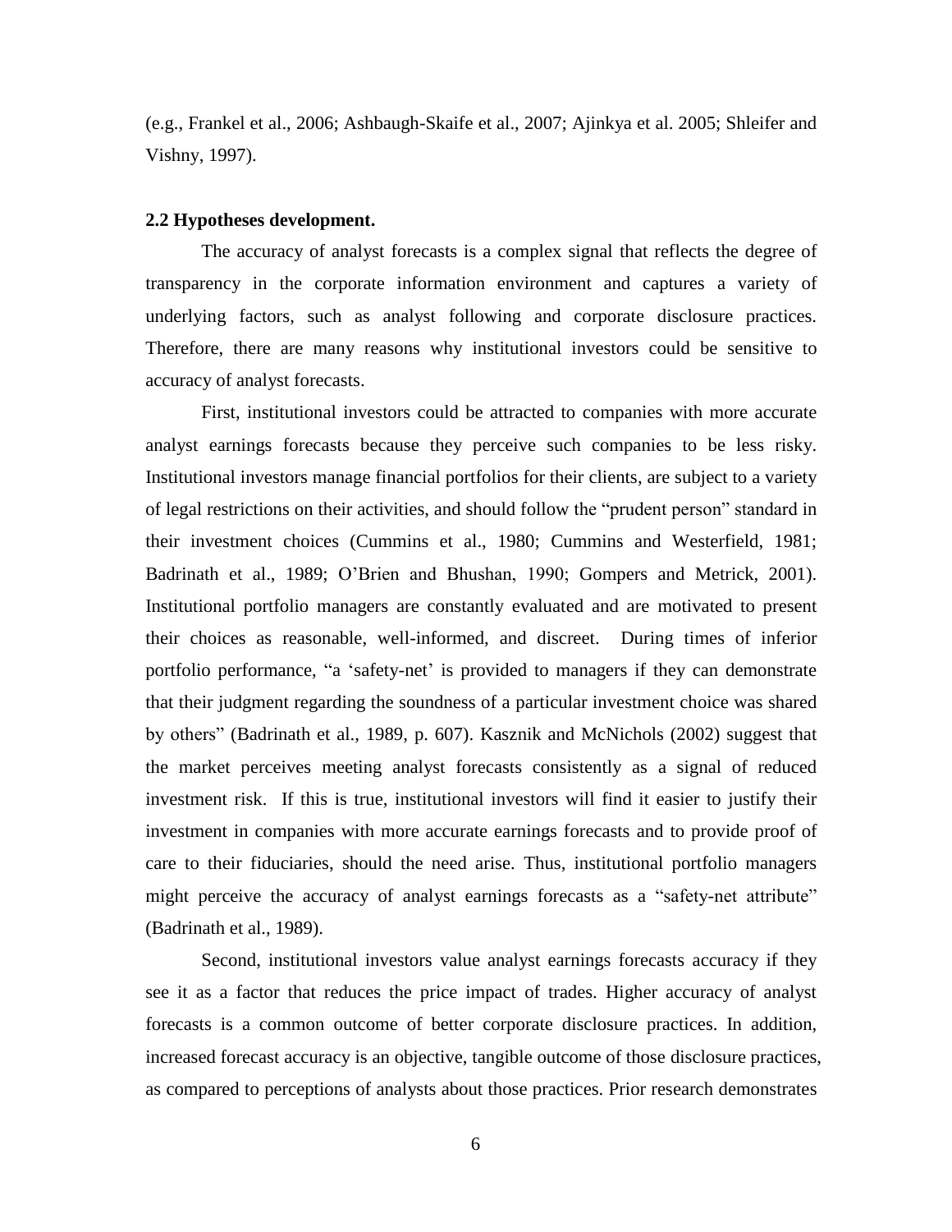(e.g., Frankel et al., 2006; Ashbaugh-Skaife et al., 2007; Ajinkya et al. 2005; Shleifer and Vishny, 1997).

### 2.2 Hypotheses development.

The accuracy of analyst forecasts is a complex signal that reflects the degree of transparency in the corporate information environment and captures a variety of underlying factors, such as analyst following and corporate disclosure practices. Therefore, there are many reasons why institutional investors could be sensitive to accuracy of analyst forecasts.

First, institutional investors could be attracted to companies with more accurate analyst earnings forecasts because they perceive such companies to be less risky. Institutional investors manage financial portfolios for their clients, are subject to a variety of legal restrictions on their activities, and should follow the "prudent person" standard in their investment choices (Cummins et al., 1980; Cummins and Westerfield, 1981; Badrinath et al., 1989; O'Brien and Bhushan, 1990; Gompers and Metrick, 2001). Institutional portfolio managers are constantly evaluated and are motivated to present their choices as reasonable, well-informed, and discreet. During times of inferior portfolio performance, "a 'safety-net' is provided to managers if they can demonstrate that their judgment regarding the soundness of a particular investment choice was shared by others" (Badrinath et al., 1989, p. 607). Kasznik and McNichols (2002) suggest that the market perceives meeting analyst forecasts consistently as a signal of reduced investment risk. If this is true, institutional investors will find it easier to justify their investment in companies with more accurate earnings forecasts and to provide proof of care to their fiduciaries, should the need arise. Thus, institutional portfolio managers might perceive the accuracy of analyst earnings forecasts as a "safety-net attribute" (Badrinath et al., 1989).

Second, institutional investors value analyst earnings forecasts accuracy if they see it as a factor that reduces the price impact of trades. Higher accuracy of analyst forecasts is a common outcome of better corporate disclosure practices. In addition, increased forecast accuracy is an objective, tangible outcome of those disclosure practices, as compared to perceptions of analysts about those practices. Prior research demonstrates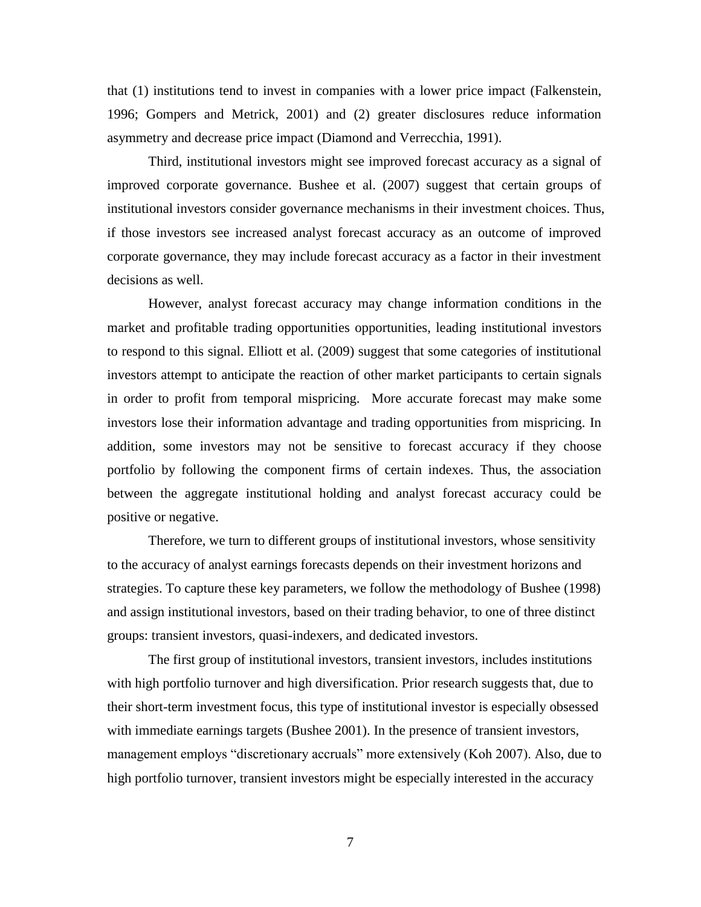that (1) institutions tend to invest in companies with a lower price impact (Falkenstein, 1996; Gompers and Metrick, 2001) and (2) greater disclosures reduce information asymmetry and decrease price impact (Diamond and Verrecchia, 1991).

Third, institutional investors might see improved forecast accuracy as a signal of improved corporate governance. Bushee et al. (2007) suggest that certain groups of institutional investors consider governance mechanisms in their investment choices. Thus, if those investors see increased analyst forecast accuracy as an outcome of improved corporate governance, they may include forecast accuracy as a factor in their investment decisions as well.

However, analyst forecast accuracy may change information conditions in the market and profitable trading opportunities opportunities, leading institutional investors to respond to this signal. Elliott et al. (2009) suggest that some categories of institutional investors attempt to anticipate the reaction of other market participants to certain signals in order to profit from temporal mispricing. More accurate forecast may make some investors lose their information advantage and trading opportunities from mispricing. In addition, some investors may not be sensitive to forecast accuracy if they choose portfolio by following the component firms of certain indexes. Thus, the association between the aggregate institutional holding and analyst forecast accuracy could be positive or negative.

Therefore, we turn to different groups of institutional investors, whose sensitivity to the accuracy of analyst earnings forecasts depends on their investment horizons and strategies. To capture these key parameters, we follow the methodology of Bushee (1998) and assign institutional investors, based on their trading behavior, to one of three distinct groups: transient investors, quasi-indexers, and dedicated investors.

The first group of institutional investors, transient investors, includes institutions with high portfolio turnover and high diversification. Prior research suggests that, due to their short-term investment focus, this type of institutional investor is especially obsessed with immediate earnings targets (Bushee 2001). In the presence of transient investors, management employs "discretionary accruals" more extensively (Koh 2007). Also, due to high portfolio turnover, transient investors might be especially interested in the accuracy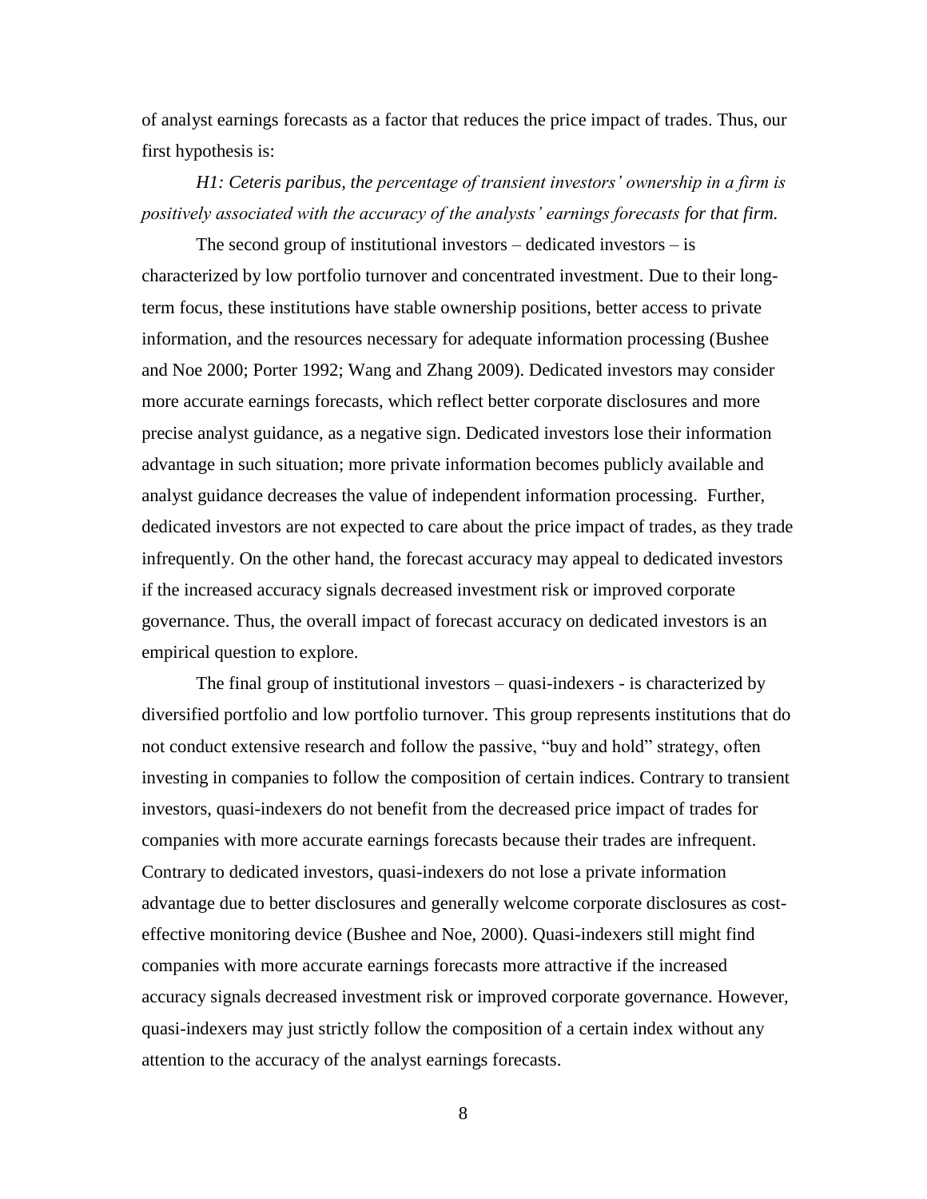of analyst earnings forecasts as a factor that reduces the price impact of trades. Thus, our first hypothesis is:

*H1: Ceteris paribus, the percentage of transient investors' ownership in a firm is positively associated with the accuracy of the analysts' earnings forecasts for that firm.*

The second group of institutional investors – dedicated investors – is characterized by low portfolio turnover and concentrated investment. Due to their long-term focus, these institutions have stable ownership positions, better access to private information, and the resources necessary for adequate information processing (Bushee and Noe 2000; Porter 1992; Wang and Zhang 2009). Dedicated investors may consider more accurate earnings forecasts, which reflect better corporate disclosures and more precise analyst guidance, as a negative sign. Dedicated investors lose their information advantage in such situation; more private information becomes publicly available and analyst guidance decreases the value of independent information processing. Further, dedicated investors are not expected to care about the price impact of trades, as they trade infrequently. On the other hand, the forecast accuracy may appeal to dedicated investors if the increased accuracy signals decreased investment risk or improved corporate governance. Thus, the overall impact of forecast accuracy on dedicated investors is an empirical question to explore.

The final group of institutional investors – quasi-indexers - is characterized by diversified portfolio and low portfolio turnover. This group represents institutions that do not conduct extensive research and follow the passive, "buy and hold" strategy, often investing in companies to follow the composition of certain indices. Contrary to transient investors, quasi-indexers do not benefit from the decreased price impact of trades for companies with more accurate earnings forecasts because their trades are infrequent. Contrary to dedicated investors, quasi-indexers do not lose a private information advantage due to better disclosures and generally welcome corporate disclosures as cost-effective monitoring device (Bushee and Noe, 2000). Quasi-indexers still might find companies with more accurate earnings forecasts more attractive if the increased accuracy signals decreased investment risk or improved corporate governance. However, quasi-indexers may just strictly follow the composition of a certain index without any attention to the accuracy of the analyst earnings forecasts.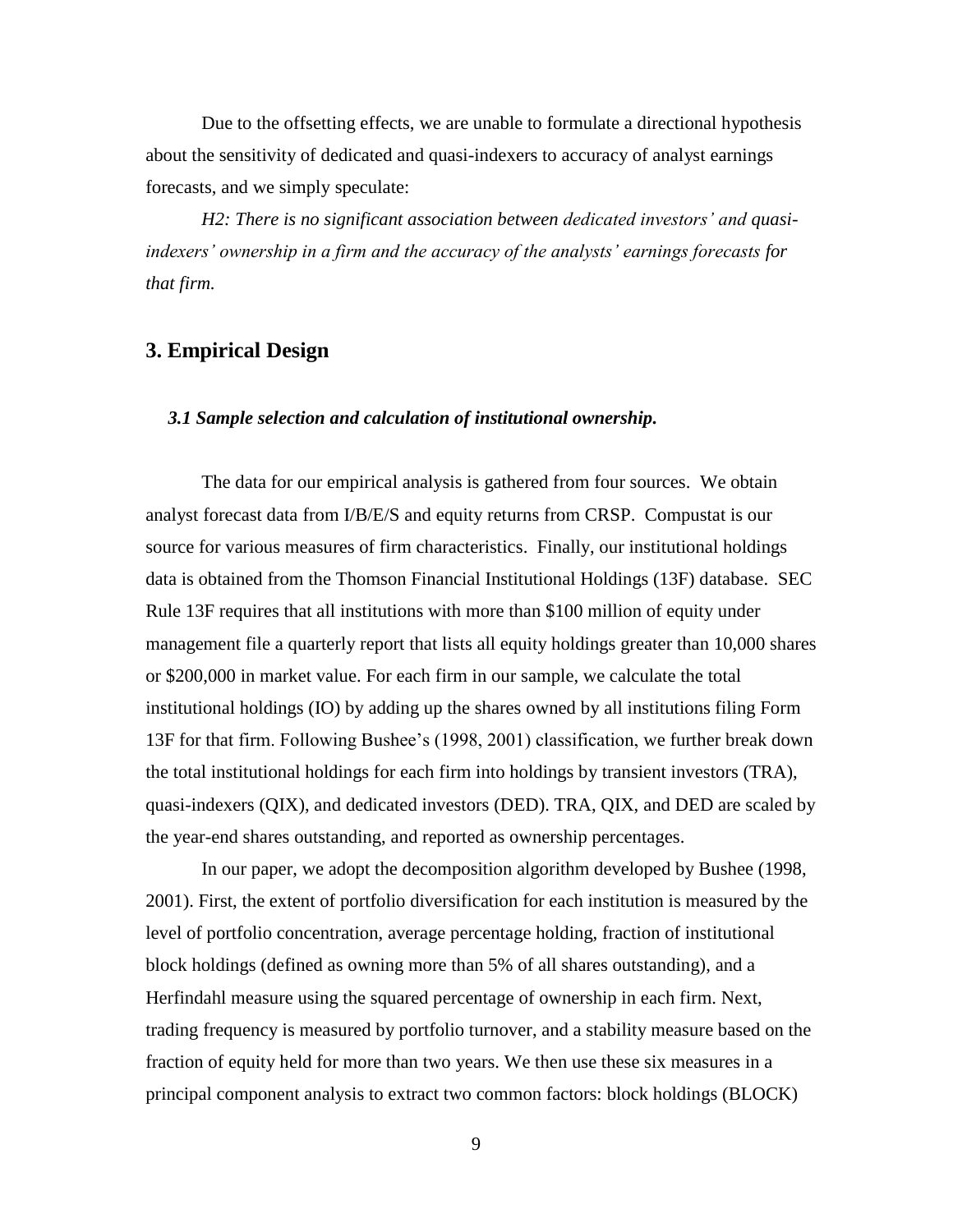Due to the offsetting effects, we are unable to formulate a directional hypothesis about the sensitivity of dedicated and quasi-indexers to accuracy of analyst earnings forecasts, and we simply speculate:

*H2: There is no significant association between dedicated investors' and quasi-indexers' ownership in a firm and the accuracy of the analysts' earnings forecasts for that firm.*

## 3. Empirical Design

### *3.1 Sample selection and calculation of institutional ownership.*

The data for our empirical analysis is gathered from four sources. We obtain analyst forecast data from I/B/E/S and equity returns from CRSP. Compustat is our source for various measures of firm characteristics. Finally, our institutional holdings data is obtained from the Thomson Financial Institutional Holdings (13F) database. SEC Rule 13F requires that all institutions with more than $100 million of equity under management file a quarterly report that lists all equity holdings greater than 10,000 shares or $200,000 in market value. For each firm in our sample, we calculate the total institutional holdings (IO) by adding up the shares owned by all institutions filing Form 13F for that firm. Following Bushee's (1998, 2001) classification, we further break down the total institutional holdings for each firm into holdings by transient investors (TRA), quasi-indexers (QIX), and dedicated investors (DED). TRA, QIX, and DED are scaled by the year-end shares outstanding, and reported as ownership percentages.

In our paper, we adopt the decomposition algorithm developed by Bushee (1998, 2001). First, the extent of portfolio diversification for each institution is measured by the level of portfolio concentration, average percentage holding, fraction of institutional block holdings (defined as owning more than 5% of all shares outstanding), and a Herfindahl measure using the squared percentage of ownership in each firm. Next, trading frequency is measured by portfolio turnover, and a stability measure based on the fraction of equity held for more than two years. We then use these six measures in a principal component analysis to extract two common factors: block holdings (BLOCK)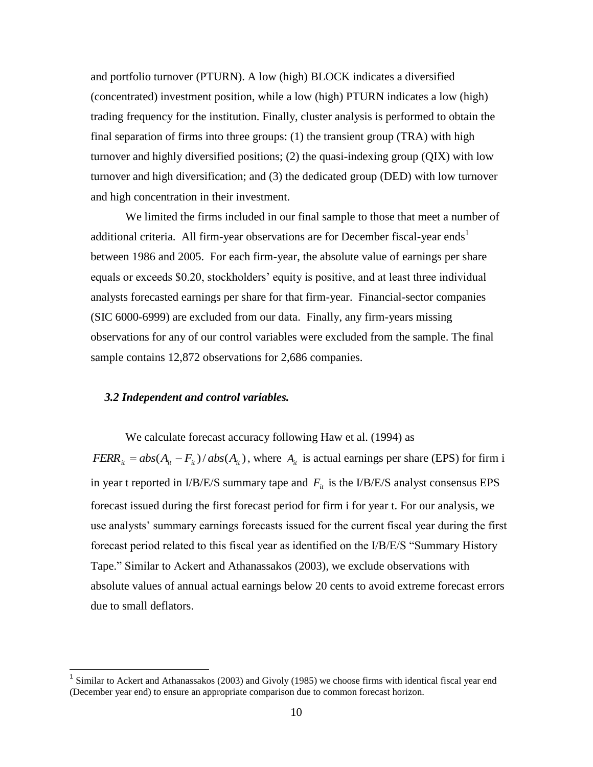and portfolio turnover (PTURN). A low (high) BLOCK indicates a diversified (concentrated) investment position, while a low (high) PTURN indicates a low (high) trading frequency for the institution. Finally, cluster analysis is performed to obtain the final separation of firms into three groups: (1) the transient group (TRA) with high turnover and highly diversified positions; (2) the quasi-indexing group (QIX) with low turnover and high diversification; and (3) the dedicated group (DED) with low turnover and high concentration in their investment.

We limited the firms included in our final sample to those that meet a number of additional criteria. All firm-year observations are for December fiscal-year ends[1] between 1986 and 2005. For each firm-year, the absolute value of earnings per share equals or exceeds \$0.20, stockholders' equity is positive, and at least three individual analysts forecasted earnings per share for that firm-year. Financial-sector companies (SIC 6000-6999) are excluded from our data. Finally, any firm-years missing observations for any of our control variables were excluded from the sample. The final sample contains 12,872 observations for 2,686 companies.

### *3.2 Independent and control variables.*

We calculate forecast accuracy following Haw et al. (1994) as $FERR_{it} = abs(A_{it} - F_{it}) / abs(A_{it})$, where $A_{it}$ is actual earnings per share (EPS) for firm i in year t reported in I/B/E/S summary tape and $F_{it}$ is the I/B/E/S analyst consensus EPS forecast issued during the first forecast period for firm i for year t. For our analysis, we use analysts' summary earnings forecasts issued for the current fiscal year during the first forecast period related to this fiscal year as identified on the I/B/E/S "Summary History Tape." Similar to Ackert and Athanassakos (2003), we exclude observations with absolute values of annual actual earnings below 20 cents to avoid extreme forecast errors due to small deflators.

[1] Similar to Ackert and Athanassakos (2003) and Givoly (1985) we choose firms with identical fiscal year end (December year end) to ensure an appropriate comparison due to common forecast horizon.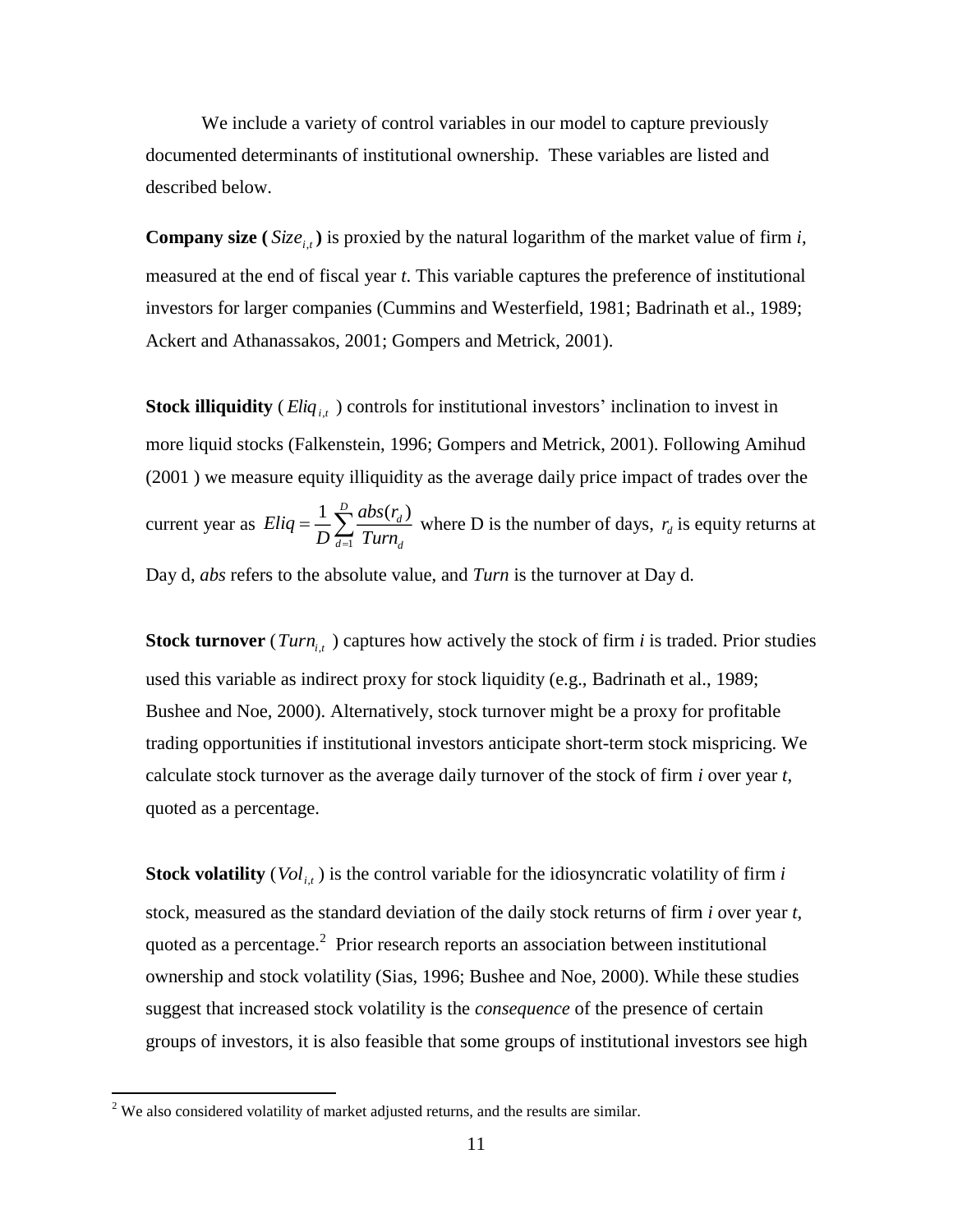We include a variety of control variables in our model to capture previously documented determinants of institutional ownership. These variables are listed and described below.

**Company size ($Size_{i,t}$)** is proxied by the natural logarithm of the market value of firm *i*, measured at the end of fiscal year *t*. This variable captures the preference of institutional investors for larger companies (Cummins and Westerfield, 1981; Badrinath et al., 1989; Ackert and Athanassakos, 2001; Gompers and Metrick, 2001).

**Stock illiquidity** ($Eliq_{i,t}$) controls for institutional investors' inclination to invest in more liquid stocks (Falkenstein, 1996; Gompers and Metrick, 2001). Following Amihud (2001 ) we measure equity illiquidity as the average daily price impact of trades over the current year as $Eliq = \frac{1}{D}\sum_{d=1}^{D}\frac{abs(r_d)}{Turn_d}$ where D is the number of days, $r_d$ is equity returns at Day d, *abs* refers to the absolute value, and *Turn* is the turnover at Day d.

**Stock turnover** ($Turn_{i,t}$) captures how actively the stock of firm *i* is traded. Prior studies used this variable as indirect proxy for stock liquidity (e.g., Badrinath et al., 1989; Bushee and Noe, 2000). Alternatively, stock turnover might be a proxy for profitable trading opportunities if institutional investors anticipate short-term stock mispricing. We calculate stock turnover as the average daily turnover of the stock of firm *i* over year *t*, quoted as a percentage.

**Stock volatility** ($Vol_{i,t}$) is the control variable for the idiosyncratic volatility of firm *i* stock, measured as the standard deviation of the daily stock returns of firm *i* over year *t*, quoted as a percentage.[2] Prior research reports an association between institutional ownership and stock volatility (Sias, 1996; Bushee and Noe, 2000). While these studies suggest that increased stock volatility is the *consequence* of the presence of certain groups of investors, it is also feasible that some groups of institutional investors see high

[2] We also considered volatility of market adjusted returns, and the results are similar.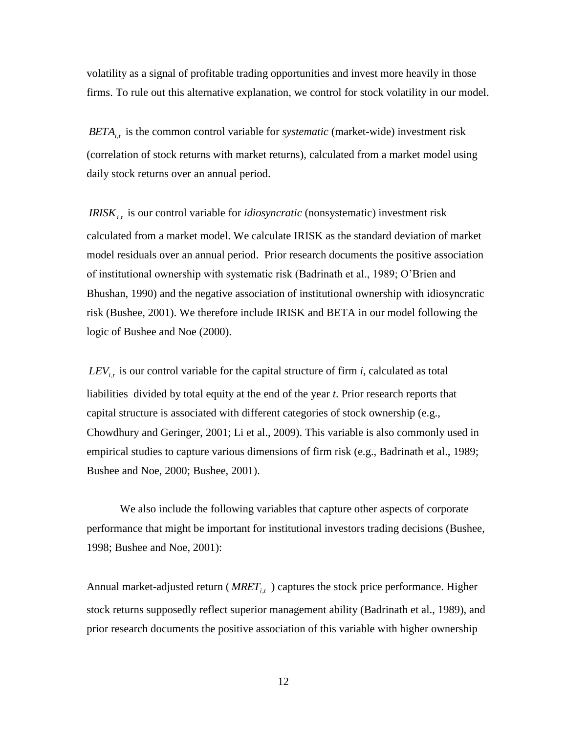volatility as a signal of profitable trading opportunities and invest more heavily in those firms. To rule out this alternative explanation, we control for stock volatility in our model.

$BETA_{i,t}$ is the common control variable for *systematic* (market-wide) investment risk (correlation of stock returns with market returns), calculated from a market model using daily stock returns over an annual period.

$IRISK_{i,t}$ is our control variable for *idiosyncratic* (nonsystematic) investment risk calculated from a market model. We calculate IRISK as the standard deviation of market model residuals over an annual period. Prior research documents the positive association of institutional ownership with systematic risk (Badrinath et al., 1989; O'Brien and Bhushan, 1990) and the negative association of institutional ownership with idiosyncratic risk (Bushee, 2001). We therefore include IRISK and BETA in our model following the logic of Bushee and Noe (2000).

$LEV_{i,t}$ is our control variable for the capital structure of firm *i*, calculated as total liabilities divided by total equity at the end of the year *t*. Prior research reports that capital structure is associated with different categories of stock ownership (e.g., Chowdhury and Geringer, 2001; Li et al., 2009). This variable is also commonly used in empirical studies to capture various dimensions of firm risk (e.g., Badrinath et al., 1989; Bushee and Noe, 2000; Bushee, 2001).

We also include the following variables that capture other aspects of corporate performance that might be important for institutional investors trading decisions (Bushee, 1998; Bushee and Noe, 2001):

Annual market-adjusted return ( $MRET_{i,t}$ ) captures the stock price performance. Higher stock returns supposedly reflect superior management ability (Badrinath et al., 1989), and prior research documents the positive association of this variable with higher ownership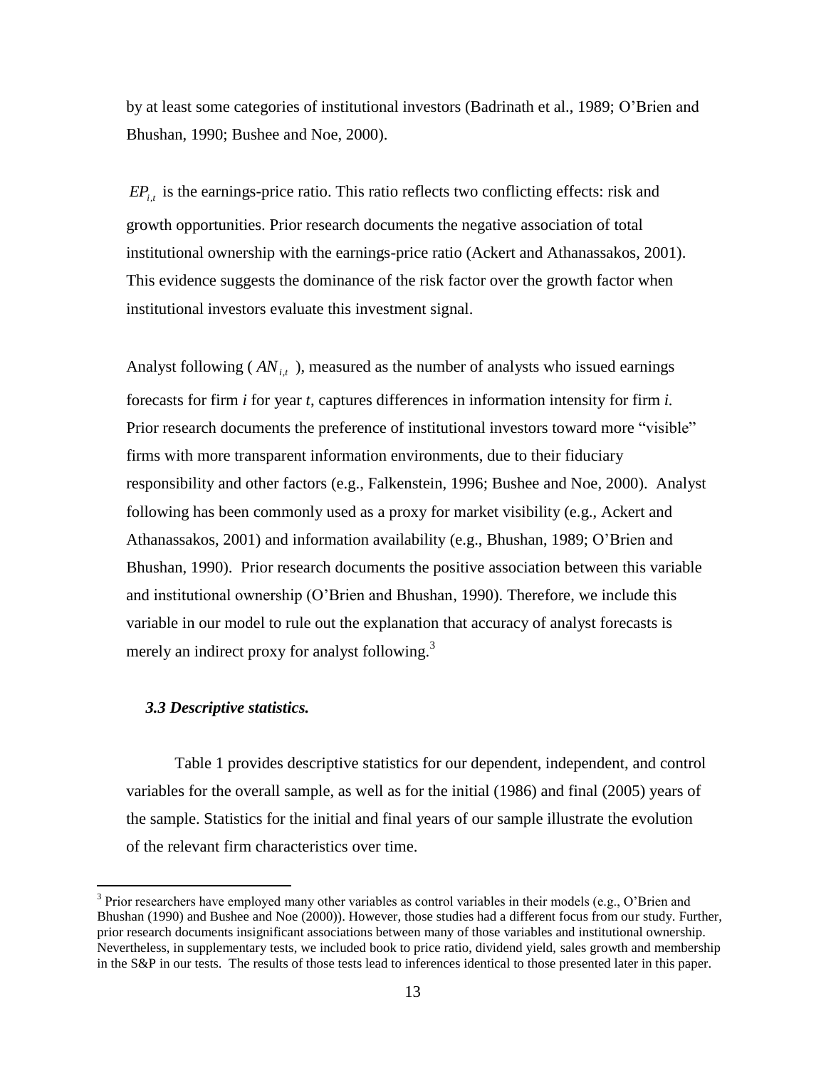by at least some categories of institutional investors (Badrinath et al., 1989; O'Brien and Bhushan, 1990; Bushee and Noe, 2000).

$EP_{i,t}$ is the earnings-price ratio. This ratio reflects two conflicting effects: risk and growth opportunities. Prior research documents the negative association of total institutional ownership with the earnings-price ratio (Ackert and Athanassakos, 2001). This evidence suggests the dominance of the risk factor over the growth factor when institutional investors evaluate this investment signal.

Analyst following ( $AN_{i,t}$ ), measured as the number of analysts who issued earnings forecasts for firm *i* for year *t*, captures differences in information intensity for firm *i*. Prior research documents the preference of institutional investors toward more "visible" firms with more transparent information environments, due to their fiduciary responsibility and other factors (e.g., Falkenstein, 1996; Bushee and Noe, 2000). Analyst following has been commonly used as a proxy for market visibility (e.g., Ackert and Athanassakos, 2001) and information availability (e.g., Bhushan, 1989; O'Brien and Bhushan, 1990). Prior research documents the positive association between this variable and institutional ownership (O'Brien and Bhushan, 1990). Therefore, we include this variable in our model to rule out the explanation that accuracy of analyst forecasts is merely an indirect proxy for analyst following.[3]

### *3.3 Descriptive statistics.*

Table 1 provides descriptive statistics for our dependent, independent, and control variables for the overall sample, as well as for the initial (1986) and final (2005) years of the sample. Statistics for the initial and final years of our sample illustrate the evolution of the relevant firm characteristics over time.

[3] Prior researchers have employed many other variables as control variables in their models (e.g., O'Brien and Bhushan (1990) and Bushee and Noe (2000)). However, those studies had a different focus from our study. Further, prior research documents insignificant associations between many of those variables and institutional ownership. Nevertheless, in supplementary tests, we included book to price ratio, dividend yield, sales growth and membership in the S&P in our tests. The results of those tests lead to inferences identical to those presented later in this paper.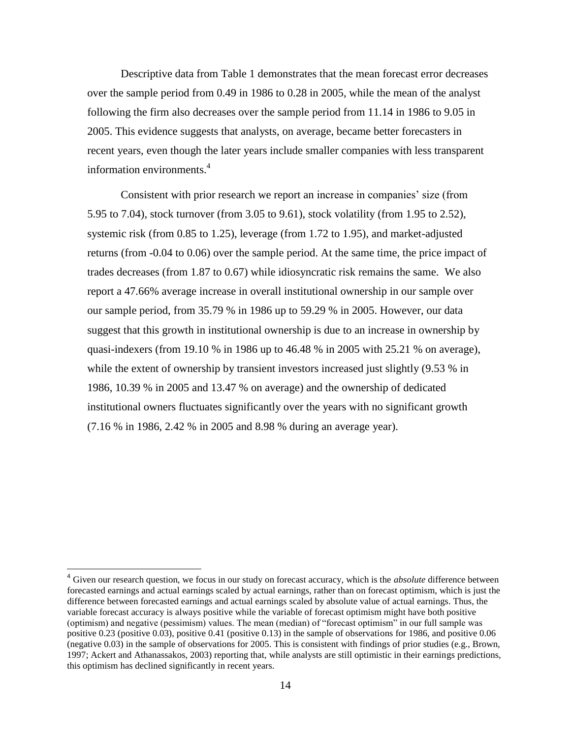Descriptive data from Table 1 demonstrates that the mean forecast error decreases over the sample period from 0.49 in 1986 to 0.28 in 2005, while the mean of the analyst following the firm also decreases over the sample period from 11.14 in 1986 to 9.05 in 2005. This evidence suggests that analysts, on average, became better forecasters in recent years, even though the later years include smaller companies with less transparent information environments.[4]

Consistent with prior research we report an increase in companies' size (from 5.95 to 7.04), stock turnover (from 3.05 to 9.61), stock volatility (from 1.95 to 2.52), systemic risk (from 0.85 to 1.25), leverage (from 1.72 to 1.95), and market-adjusted returns (from -0.04 to 0.06) over the sample period. At the same time, the price impact of trades decreases (from 1.87 to 0.67) while idiosyncratic risk remains the same. We also report a 47.66% average increase in overall institutional ownership in our sample over our sample period, from 35.79 % in 1986 up to 59.29 % in 2005. However, our data suggest that this growth in institutional ownership is due to an increase in ownership by quasi-indexers (from 19.10 % in 1986 up to 46.48 % in 2005 with 25.21 % on average), while the extent of ownership by transient investors increased just slightly (9.53 % in 1986, 10.39 % in 2005 and 13.47 % on average) and the ownership of dedicated institutional owners fluctuates significantly over the years with no significant growth (7.16 % in 1986, 2.42 % in 2005 and 8.98 % during an average year).

---

[4] Given our research question, we focus in our study on forecast accuracy, which is the *absolute* difference between forecasted earnings and actual earnings scaled by actual earnings, rather than on forecast optimism, which is just the difference between forecasted earnings and actual earnings scaled by absolute value of actual earnings. Thus, the variable forecast accuracy is always positive while the variable of forecast optimism might have both positive (optimism) and negative (pessimism) values. The mean (median) of "forecast optimism" in our full sample was positive 0.23 (positive 0.03), positive 0.41 (positive 0.13) in the sample of observations for 1986, and positive 0.06 (negative 0.03) in the sample of observations for 2005. This is consistent with findings of prior studies (e.g., Brown, 1997; Ackert and Athanassakos, 2003) reporting that, while analysts are still optimistic in their earnings predictions, this optimism has declined significantly in recent years.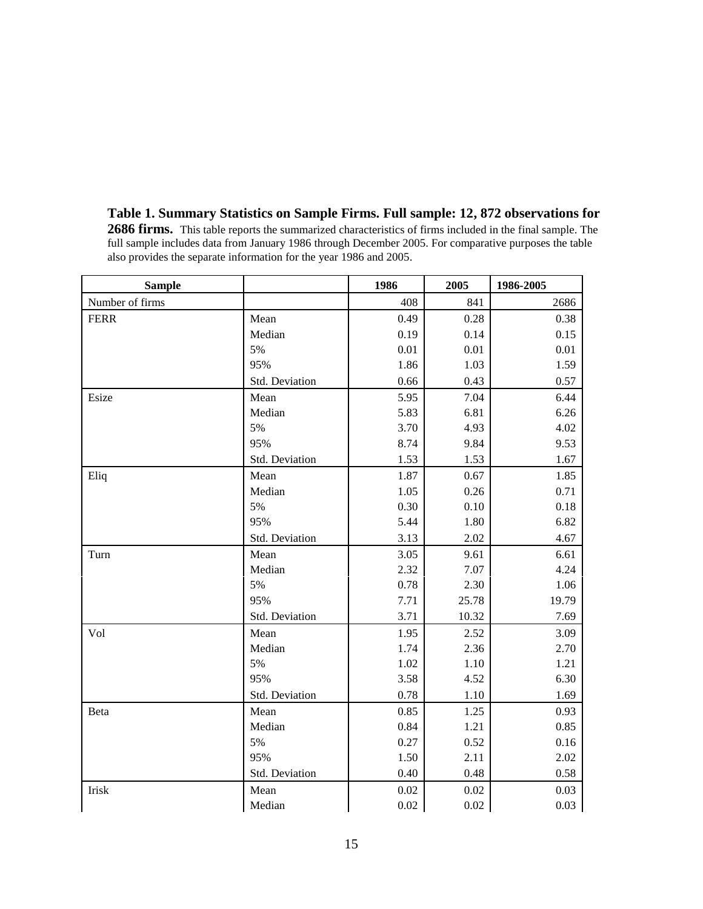**Table 1. Summary Statistics on Sample Firms. Full sample: 12, 872 observations for 2686 firms.** This table reports the summarized characteristics of firms included in the final sample. The full sample includes data from January 1986 through December 2005. For comparative purposes the table also provides the separate information for the year 1986 and 2005.

| Sample | | 1986 | 2005 | 1986-2005 |
|---|---|---|---|---|
| Number of firms | | 408 | 841 | 2686 |
| FERR | Mean | 0.49 | 0.28 | 0.38 |
| | Median | 0.19 | 0.14 | 0.15 |
| | 5% | 0.01 | 0.01 | 0.01 |
| | 95% | 1.86 | 1.03 | 1.59 |
| | Std. Deviation | 0.66 | 0.43 | 0.57 |
| Esize | Mean | 5.95 | 7.04 | 6.44 |
| | Median | 5.83 | 6.81 | 6.26 |
| | 5% | 3.70 | 4.93 | 4.02 |
| | 95% | 8.74 | 9.84 | 9.53 |
| | Std. Deviation | 1.53 | 1.53 | 1.67 |
| Eliq | Mean | 1.87 | 0.67 | 1.85 |
| | Median | 1.05 | 0.26 | 0.71 |
| | 5% | 0.30 | 0.10 | 0.18 |
| | 95% | 5.44 | 1.80 | 6.82 |
| | Std. Deviation | 3.13 | 2.02 | 4.67 |
| Turn | Mean | 3.05 | 9.61 | 6.61 |
| | Median | 2.32 | 7.07 | 4.24 |
| | 5% | 0.78 | 2.30 | 1.06 |
| | 95% | 7.71 | 25.78 | 19.79 |
| | Std. Deviation | 3.71 | 10.32 | 7.69 |
| Vol | Mean | 1.95 | 2.52 | 3.09 |
| | Median | 1.74 | 2.36 | 2.70 |
| | 5% | 1.02 | 1.10 | 1.21 |
| | 95% | 3.58 | 4.52 | 6.30 |
| | Std. Deviation | 0.78 | 1.10 | 1.69 |
| Beta | Mean | 0.85 | 1.25 | 0.93 |
| | Median | 0.84 | 1.21 | 0.85 |
| | 5% | 0.27 | 0.52 | 0.16 |
| | 95% | 1.50 | 2.11 | 2.02 |
| | Std. Deviation | 0.40 | 0.48 | 0.58 |
| Irisk | Mean | 0.02 | 0.02 | 0.03 |
| | Median | 0.02 | 0.02 | 0.03 |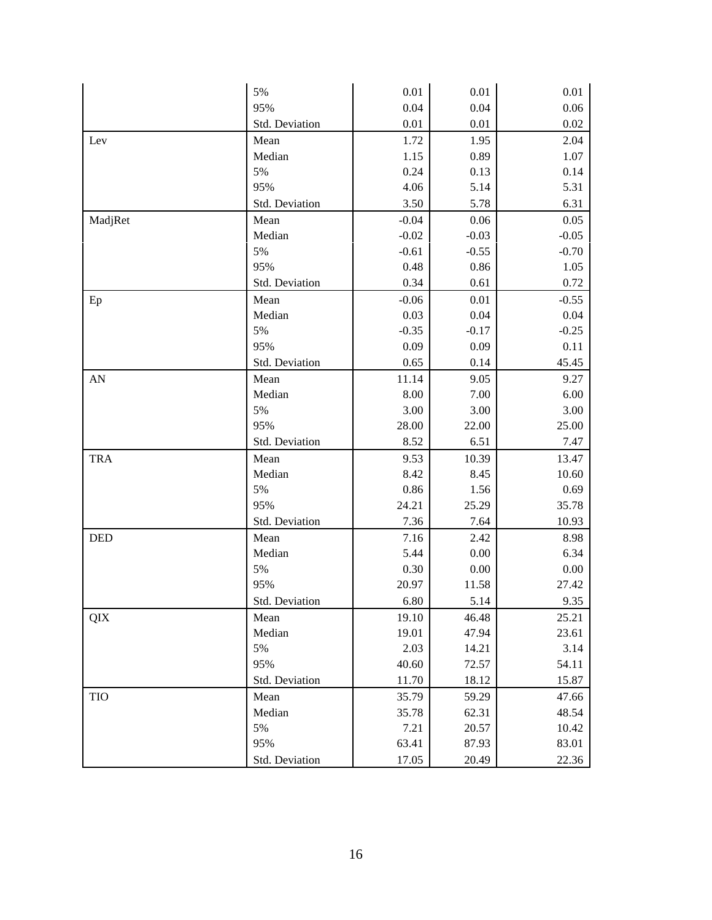| | | | | |
|---|---|---|---|---|
| | 5% | 0.01 | 0.01 | 0.01 |
| | 95% | 0.04 | 0.04 | 0.06 |
| | Std. Deviation | 0.01 | 0.01 | 0.02 |
| Lev | Mean | 1.72 | 1.95 | 2.04 |
| | Median | 1.15 | 0.89 | 1.07 |
| | 5% | 0.24 | 0.13 | 0.14 |
| | 95% | 4.06 | 5.14 | 5.31 |
| | Std. Deviation | 3.50 | 5.78 | 6.31 |
| MadjRet | Mean | -0.04 | 0.06 | 0.05 |
| | Median | -0.02 | -0.03 | -0.05 |
| | 5% | -0.61 | -0.55 | -0.70 |
| | 95% | 0.48 | 0.86 | 1.05 |
| | Std. Deviation | 0.34 | 0.61 | 0.72 |
| Ep | Mean | -0.06 | 0.01 | -0.55 |
| | Median | 0.03 | 0.04 | 0.04 |
| | 5% | -0.35 | -0.17 | -0.25 |
| | 95% | 0.09 | 0.09 | 0.11 |
| | Std. Deviation | 0.65 | 0.14 | 45.45 |
| AN | Mean | 11.14 | 9.05 | 9.27 |
| | Median | 8.00 | 7.00 | 6.00 |
| | 5% | 3.00 | 3.00 | 3.00 |
| | 95% | 28.00 | 22.00 | 25.00 |
| | Std. Deviation | 8.52 | 6.51 | 7.47 |
| TRA | Mean | 9.53 | 10.39 | 13.47 |
| | Median | 8.42 | 8.45 | 10.60 |
| | 5% | 0.86 | 1.56 | 0.69 |
| | 95% | 24.21 | 25.29 | 35.78 |
| | Std. Deviation | 7.36 | 7.64 | 10.93 |
| DED | Mean | 7.16 | 2.42 | 8.98 |
| | Median | 5.44 | 0.00 | 6.34 |
| | 5% | 0.30 | 0.00 | 0.00 |
| | 95% | 20.97 | 11.58 | 27.42 |
| | Std. Deviation | 6.80 | 5.14 | 9.35 |
| QIX | Mean | 19.10 | 46.48 | 25.21 |
| | Median | 19.01 | 47.94 | 23.61 |
| | 5% | 2.03 | 14.21 | 3.14 |
| | 95% | 40.60 | 72.57 | 54.11 |
| | Std. Deviation | 11.70 | 18.12 | 15.87 |
| TIO | Mean | 35.79 | 59.29 | 47.66 |
| | Median | 35.78 | 62.31 | 48.54 |
| | 5% | 7.21 | 20.57 | 10.42 |
| | 95% | 63.41 | 87.93 | 83.01 |
| | Std. Deviation | 17.05 | 20.49 | 22.36 |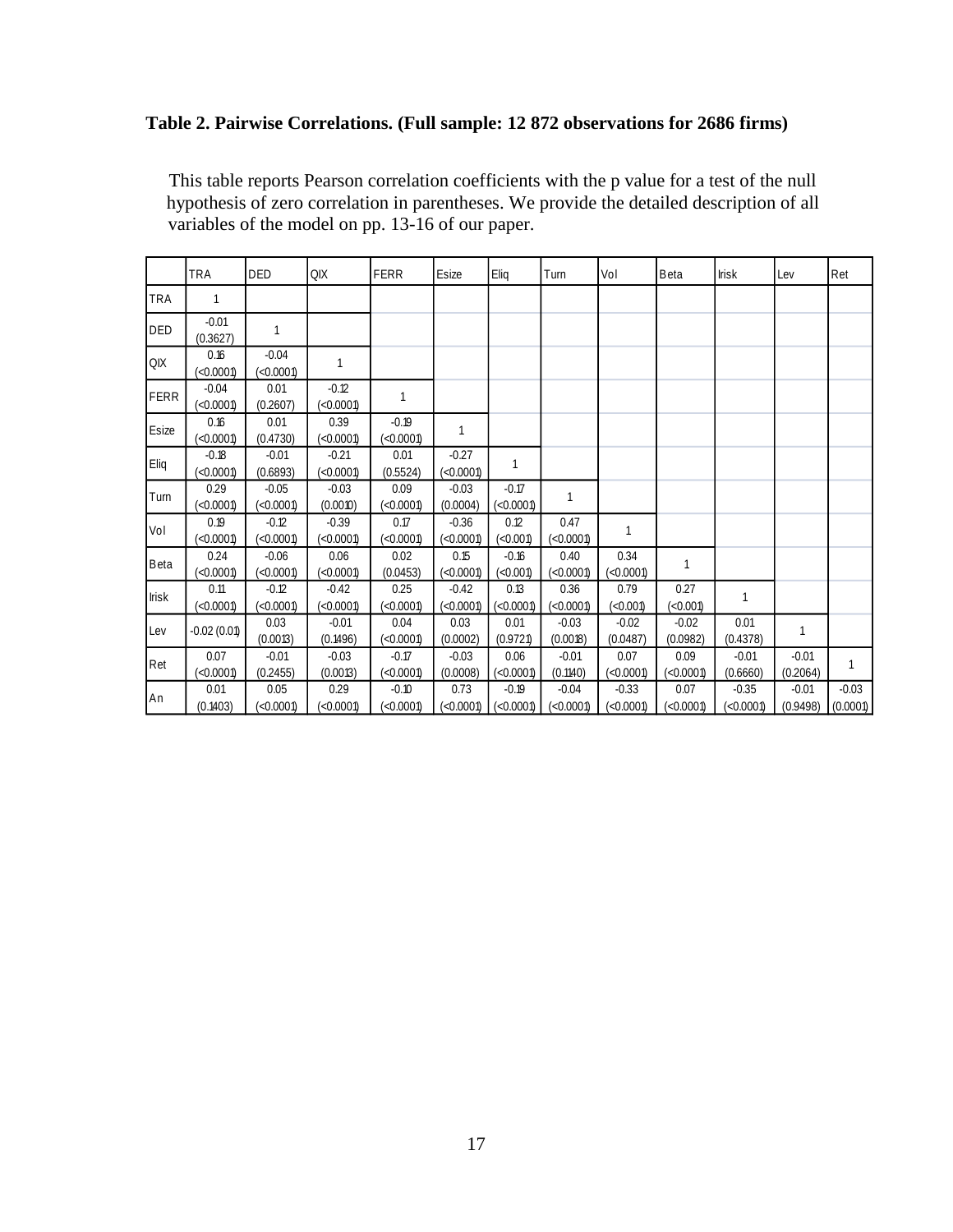**Table 2. Pairwise Correlations. (Full sample: 12 872 observations for 2686 firms)**

This table reports Pearson correlation coefficients with the p value for a test of the null hypothesis of zero correlation in parentheses. We provide the detailed description of all variables of the model on pp. 13-16 of our paper.

| | TRA | DED | QIX | FERR | Esize | Eliq | Turn | Vol | Beta | Irisk | Lev | Ret |
|---|---|---|---|---|---|---|---|---|---|---|---|---|
| TRA | 1 | | | | | | | | | | | |
| DED | -0.01 (0.3627) | 1 | | | | | | | | | | |
| QIX | 0.16 (<0.0001) | -0.04 (<0.0001) | 1 | | | | | | | | | |
| FERR | -0.04 (<0.0001) | 0.01 (0.2607) | -0.12 (<0.0001) | 1 | | | | | | | | |
| Esize | 0.16 (<0.0001) | 0.01 (0.4730) | 0.39 (<0.0001) | -0.19 (<0.0001) | 1 | | | | | | | |
| Eliq | -0.18 (<0.0001) | -0.01 (0.6893) | -0.21 (<0.0001) | 0.01 (0.5524) | -0.27 (<0.0001) | 1 | | | | | | |
| Turn | 0.29 (<0.0001) | -0.05 (<0.0001) | -0.03 (0.0010) | 0.09 (<0.0001) | -0.03 (0.0004) | -0.17 (<0.0001) | 1 | | | | | |
| Vol | 0.19 (<0.0001) | -0.12 (<0.0001) | -0.39 (<0.0001) | 0.17 (<0.0001) | -0.36 (<0.0001) | 0.12 (<0.001) | 0.47 (<0.0001) | 1 | | | | |
| Beta | 0.24 (<0.0001) | -0.06 (<0.0001) | 0.06 (<0.0001) | 0.02 (0.0453) | 0.15 (<0.0001) | -0.16 (<0.001) | 0.40 (<0.0001) | 0.34 (<0.0001) | 1 | | | |
| Irisk | 0.11 (<0.0001) | -0.12 (<0.0001) | -0.42 (<0.0001) | 0.25 (<0.0001) | -0.42 (<0.0001) | 0.13 (<0.0001) | 0.36 (<0.0001) | 0.79 (<0.001) | 0.27 (<0.001) | 1 | | |
| Lev | -0.02 (0.01) | 0.03 (0.0013) | -0.01 (0.1496) | 0.04 (<0.0001) | 0.03 (0.0002) | 0.01 (0.9721) | -0.03 (0.0018) | -0.02 (0.0487) | -0.02 (0.0982) | 0.01 (0.4378) | 1 | |
| Ret | 0.07 (<0.0001) | -0.01 (0.2455) | -0.03 (0.0013) | -0.17 (<0.0001) | -0.03 (0.0008) | 0.06 (<0.0001) | -0.01 (0.1140) | 0.07 (<0.0001) | 0.09 (<0.0001) | -0.01 (0.6660) | -0.01 (0.2064) | 1 |
| An | 0.01 (0.1403) | 0.05 (<0.0001) | 0.29 (<0.0001) | -0.10 (<0.0001) | 0.73 (<0.0001) | -0.19 (<0.0001) | -0.04 (<0.0001) | -0.33 (<0.0001) | 0.07 (<0.0001) | -0.35 (<0.0001) | -0.01 (0.9498) | -0.03 (0.0001) |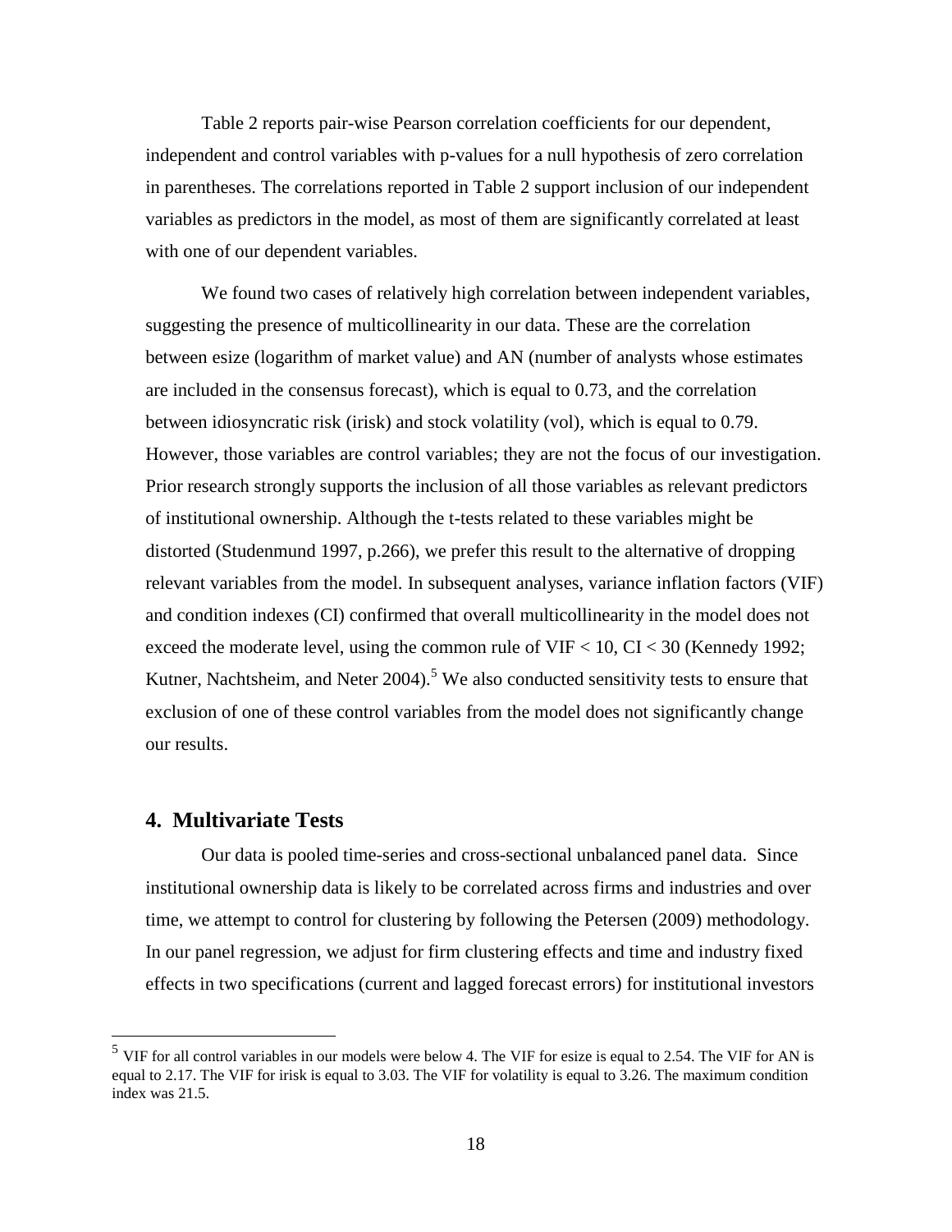Table 2 reports pair-wise Pearson correlation coefficients for our dependent, independent and control variables with p-values for a null hypothesis of zero correlation in parentheses. The correlations reported in Table 2 support inclusion of our independent variables as predictors in the model, as most of them are significantly correlated at least with one of our dependent variables.

We found two cases of relatively high correlation between independent variables, suggesting the presence of multicollinearity in our data. These are the correlation between esize (logarithm of market value) and AN (number of analysts whose estimates are included in the consensus forecast), which is equal to 0.73, and the correlation between idiosyncratic risk (irisk) and stock volatility (vol), which is equal to 0.79. However, those variables are control variables; they are not the focus of our investigation. Prior research strongly supports the inclusion of all those variables as relevant predictors of institutional ownership. Although the t-tests related to these variables might be distorted (Studenmund 1997, p.266), we prefer this result to the alternative of dropping relevant variables from the model. In subsequent analyses, variance inflation factors (VIF) and condition indexes (CI) confirmed that overall multicollinearity in the model does not exceed the moderate level, using the common rule of VIF < 10, CI < 30 (Kennedy 1992; Kutner, Nachtsheim, and Neter 2004).[5] We also conducted sensitivity tests to ensure that exclusion of one of these control variables from the model does not significantly change our results.

## 4. Multivariate Tests

Our data is pooled time-series and cross-sectional unbalanced panel data. Since institutional ownership data is likely to be correlated across firms and industries and over time, we attempt to control for clustering by following the Petersen (2009) methodology. In our panel regression, we adjust for firm clustering effects and time and industry fixed effects in two specifications (current and lagged forecast errors) for institutional investors

[5] VIF for all control variables in our models were below 4. The VIF for esize is equal to 2.54. The VIF for AN is equal to 2.17. The VIF for irisk is equal to 3.03. The VIF for volatility is equal to 3.26. The maximum condition index was 21.5.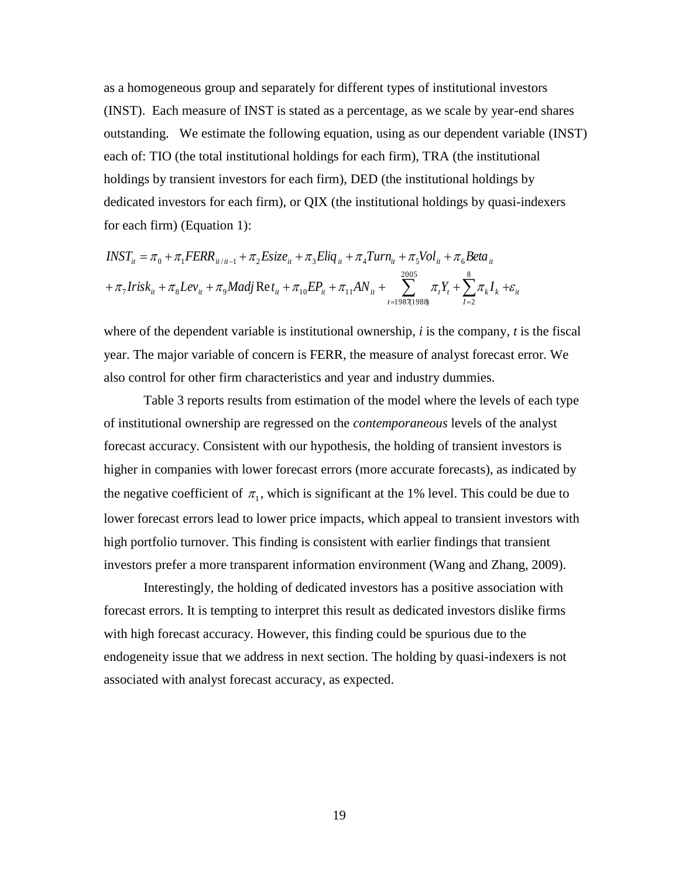as a homogeneous group and separately for different types of institutional investors (INST). Each measure of INST is stated as a percentage, as we scale by year-end shares outstanding. We estimate the following equation, using as our dependent variable (INST) each of: TIO (the total institutional holdings for each firm), TRA (the institutional holdings by transient investors for each firm), DED (the institutional holdings by dedicated investors for each firm), or QIX (the institutional holdings by quasi-indexers for each firm) (Equation 1):

$$
\begin{aligned}
INST_{it} &= \pi_0 + \pi_1 FERR_{it/it-1} + \pi_2 Esize_{it} + \pi_3 Eliq_{it} + \pi_4 Turn_{it} + \pi_5 Vol_{it} + \pi_6 Beta_{it} \\
&+ \pi_7 Irisk_{it} + \pi_8 Lev_{it} + \pi_9 Madj\,Ret_{it} + \pi_{10} EP_{it} + \pi_{11} AN_{it} + \sum_{t=1987(1988)}^{2005} \pi_t Y_t + \sum_{I=2}^{8} \pi_k I_k + \varepsilon_{it}
\end{aligned}
$$

where of the dependent variable is institutional ownership, *i* is the company, *t* is the fiscal year. The major variable of concern is FERR, the measure of analyst forecast error. We also control for other firm characteristics and year and industry dummies.

Table 3 reports results from estimation of the model where the levels of each type of institutional ownership are regressed on the *contemporaneous* levels of the analyst forecast accuracy. Consistent with our hypothesis, the holding of transient investors is higher in companies with lower forecast errors (more accurate forecasts), as indicated by the negative coefficient of $\pi_1$, which is significant at the 1% level. This could be due to lower forecast errors lead to lower price impacts, which appeal to transient investors with high portfolio turnover. This finding is consistent with earlier findings that transient investors prefer a more transparent information environment (Wang and Zhang, 2009).

Interestingly, the holding of dedicated investors has a positive association with forecast errors. It is tempting to interpret this result as dedicated investors dislike firms with high forecast accuracy. However, this finding could be spurious due to the endogeneity issue that we address in next section. The holding by quasi-indexers is not associated with analyst forecast accuracy, as expected.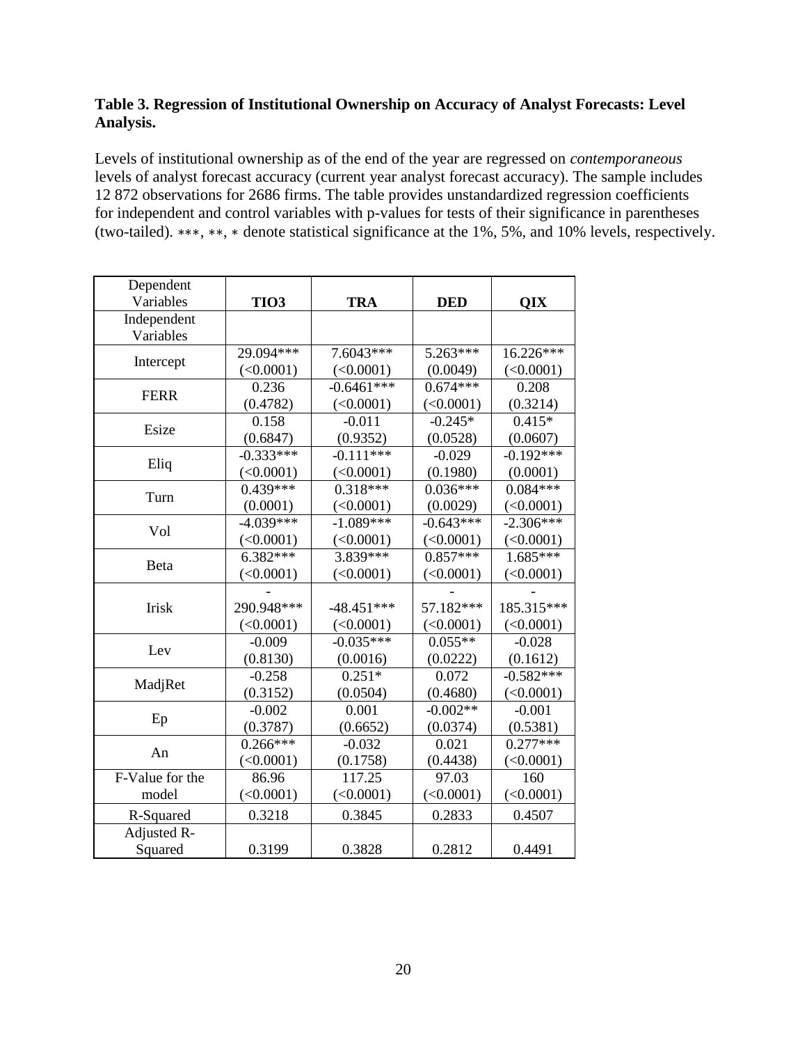**Table 3. Regression of Institutional Ownership on Accuracy of Analyst Forecasts: Level Analysis.**

Levels of institutional ownership as of the end of the year are regressed on *contemporaneous* levels of analyst forecast accuracy (current year analyst forecast accuracy). The sample includes 12 872 observations for 2686 firms. The table provides unstandardized regression coefficients for independent and control variables with p-values for tests of their significance in parentheses (two-tailed). ∗∗∗, ∗∗, ∗ denote statistical significance at the 1%, 5%, and 10% levels, respectively.

| Dependent Variables | **TIO3** | **TRA** | **DED** | **QIX** |
|---|---|---|---|---|
| Independent Variables | | | | |
| Intercept | 29.094*** (<0.0001) | 7.6043*** (<0.0001) | 5.263*** (0.0049) | 16.226*** (<0.0001) |
| FERR | 0.236 (0.4782) | -0.6461*** (<0.0001) | 0.674*** (<0.0001) | 0.208 (0.3214) |
| Esize | 0.158 (0.6847) | -0.011 (0.9352) | -0.245* (0.0528) | 0.415* (0.0607) |
| Eliq | -0.333*** (<0.0001) | -0.111*** (<0.0001) | -0.029 (0.1980) | -0.192*** (0.0001) |
| Turn | 0.439*** (0.0001) | 0.318*** (<0.0001) | 0.036*** (0.0029) | 0.084*** (<0.0001) |
| Vol | -4.039*** (<0.0001) | -1.089*** (<0.0001) | -0.643*** (<0.0001) | -2.306*** (<0.0001) |
| Beta | 6.382*** (<0.0001) | 3.839*** (<0.0001) | 0.857*** (<0.0001) | 1.685*** (<0.0001) |
| Irisk | -290.948*** (<0.0001) | -48.451*** (<0.0001) | -57.182*** (<0.0001) | -185.315*** (<0.0001) |
| Lev | -0.009 (0.8130) | -0.035*** (0.0016) | 0.055** (0.0222) | -0.028 (0.1612) |
| MadjRet | -0.258 (0.3152) | 0.251* (0.0504) | 0.072 (0.4680) | -0.582*** (<0.0001) |
| Ep | -0.002 (0.3787) | 0.001 (0.6652) | -0.002** (0.0374) | -0.001 (0.5381) |
| An | 0.266*** (<0.0001) | -0.032 (0.1758) | 0.021 (0.4438) | 0.277*** (<0.0001) |
| F-Value for the model | 86.96 (<0.0001) | 117.25 (<0.0001) | 97.03 (<0.0001) | 160 (<0.0001) |
| R-Squared | 0.3218 | 0.3845 | 0.2833 | 0.4507 |
| Adjusted R-Squared | 0.3199 | 0.3828 | 0.2812 | 0.4491 |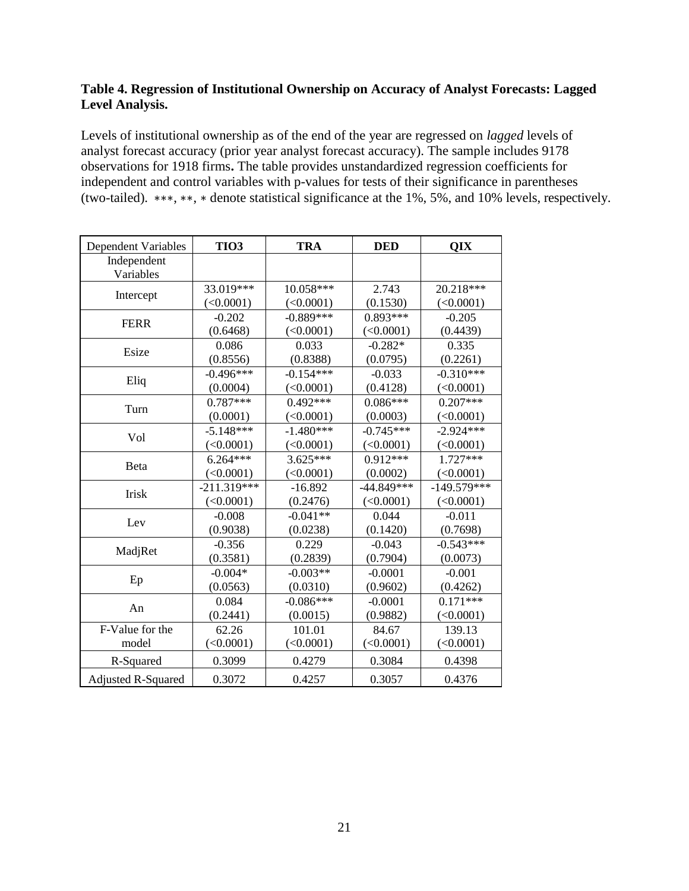**Table 4. Regression of Institutional Ownership on Accuracy of Analyst Forecasts: Lagged Level Analysis.**

Levels of institutional ownership as of the end of the year are regressed on *lagged* levels of analyst forecast accuracy (prior year analyst forecast accuracy). The sample includes 9178 observations for 1918 firms**.** The table provides unstandardized regression coefficients for independent and control variables with p-values for tests of their significance in parentheses (two-tailed). ***, **, * denote statistical significance at the 1%, 5%, and 10% levels, respectively.

| Dependent Variables | **TIO3** | **TRA** | **DED** | **QIX** |
|---|---|---|---|---|
| Independent Variables | | | | |
| Intercept | 33.019*** (<0.0001) | 10.058*** (<0.0001) | 2.743 (0.1530) | 20.218*** (<0.0001) |
| FERR | -0.202 (0.6468) | -0.889*** (<0.0001) | 0.893*** (<0.0001) | -0.205 (0.4439) |
| Esize | 0.086 (0.8556) | 0.033 (0.8388) | -0.282* (0.0795) | 0.335 (0.2261) |
| Eliq | -0.496*** (0.0004) | -0.154*** (<0.0001) | -0.033 (0.4128) | -0.310*** (<0.0001) |
| Turn | 0.787*** (0.0001) | 0.492*** (<0.0001) | 0.086*** (0.0003) | 0.207*** (<0.0001) |
| Vol | -5.148*** (<0.0001) | -1.480*** (<0.0001) | -0.745*** (<0.0001) | -2.924*** (<0.0001) |
| Beta | 6.264*** (<0.0001) | 3.625*** (<0.0001) | 0.912*** (0.0002) | 1.727*** (<0.0001) |
| Irisk | -211.319*** (<0.0001) | -16.892 (0.2476) | -44.849*** (<0.0001) | -149.579*** (<0.0001) |
| Lev | -0.008 (0.9038) | -0.041** (0.0238) | 0.044 (0.1420) | -0.011 (0.7698) |
| MadjRet | -0.356 (0.3581) | 0.229 (0.2839) | -0.043 (0.7904) | -0.543*** (0.0073) |
| Ep | -0.004* (0.0563) | -0.003** (0.0310) | -0.0001 (0.9602) | -0.001 (0.4262) |
| An | 0.084 (0.2441) | -0.086*** (0.0015) | -0.0001 (0.9882) | 0.171*** (<0.0001) |
| F-Value for the model | 62.26 (<0.0001) | 101.01 (<0.0001) | 84.67 (<0.0001) | 139.13 (<0.0001) |
| R-Squared | 0.3099 | 0.4279 | 0.3084 | 0.4398 |
| Adjusted R-Squared | 0.3072 | 0.4257 | 0.3057 | 0.4376 |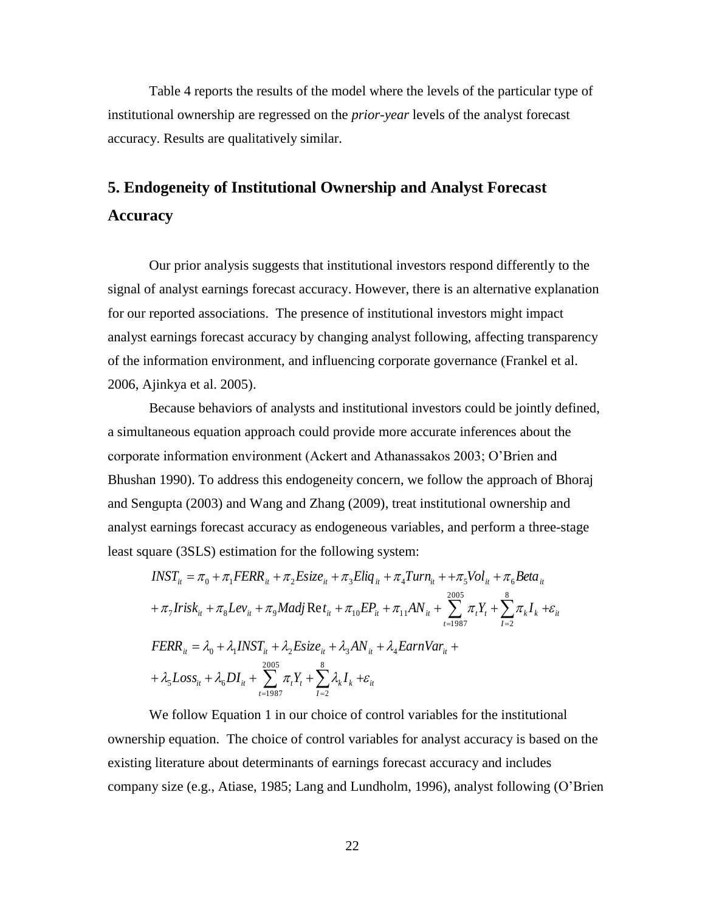Table 4 reports the results of the model where the levels of the particular type of institutional ownership are regressed on the *prior-year* levels of the analyst forecast accuracy. Results are qualitatively similar.

## 5. Endogeneity of Institutional Ownership and Analyst Forecast Accuracy

Our prior analysis suggests that institutional investors respond differently to the signal of analyst earnings forecast accuracy. However, there is an alternative explanation for our reported associations. The presence of institutional investors might impact analyst earnings forecast accuracy by changing analyst following, affecting transparency of the information environment, and influencing corporate governance (Frankel et al. 2006, Ajinkya et al. 2005).

Because behaviors of analysts and institutional investors could be jointly defined, a simultaneous equation approach could provide more accurate inferences about the corporate information environment (Ackert and Athanassakos 2003; O'Brien and Bhushan 1990). To address this endogeneity concern, we follow the approach of Bhoraj and Sengupta (2003) and Wang and Zhang (2009), treat institutional ownership and analyst earnings forecast accuracy as endogeneous variables, and perform a three-stage least square (3SLS) estimation for the following system:

$$INST_{it} = \pi_0 + \pi_1 FERR_{it} + \pi_2 Esize_{it} + \pi_3 Eliq_{it} + \pi_4 Turn_{it} + +\pi_5 Vol_{it} + \pi_6 Beta_{it}$$

$$+ \pi_7 Irisk_{it} + \pi_8 Lev_{it} + \pi_9 Madj\mathrm{Re}t_{it} + \pi_{10} EP_{it} + \pi_{11} AN_{it} + \sum_{t=1987}^{2005} \pi_t Y_t + \sum_{I=2}^{8} \pi_k I_k + \varepsilon_{it}$$

$$FERR_{it} = \lambda_0 + \lambda_1 INST_{it} + \lambda_2 Esize_{it} + \lambda_3 AN_{it} + \lambda_4 EarnVar_{it} +$$

$$+ \lambda_5 Loss_{it} + \lambda_6 DI_{it} + \sum_{t=1987}^{2005} \pi_t Y_t + \sum_{I=2}^{8} \lambda_k I_k + \varepsilon_{it}$$

We follow Equation 1 in our choice of control variables for the institutional ownership equation. The choice of control variables for analyst accuracy is based on the existing literature about determinants of earnings forecast accuracy and includes company size (e.g., Atiase, 1985; Lang and Lundholm, 1996), analyst following (O'Brien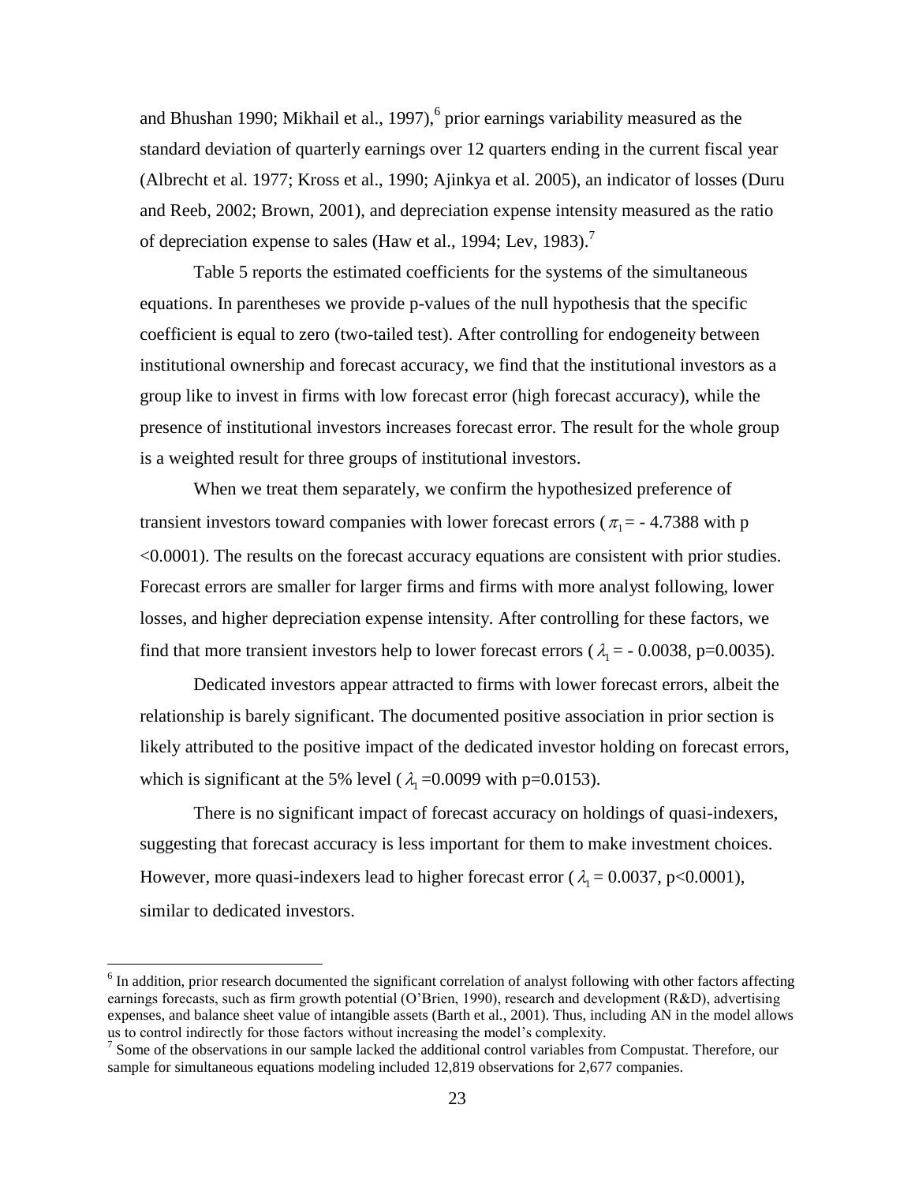and Bhushan 1990; Mikhail et al., 1997),[6] prior earnings variability measured as the standard deviation of quarterly earnings over 12 quarters ending in the current fiscal year (Albrecht et al. 1977; Kross et al., 1990; Ajinkya et al. 2005), an indicator of losses (Duru and Reeb, 2002; Brown, 2001), and depreciation expense intensity measured as the ratio of depreciation expense to sales (Haw et al., 1994; Lev, 1983).[7]

Table 5 reports the estimated coefficients for the systems of the simultaneous equations. In parentheses we provide p-values of the null hypothesis that the specific coefficient is equal to zero (two-tailed test). After controlling for endogeneity between institutional ownership and forecast accuracy, we find that the institutional investors as a group like to invest in firms with low forecast error (high forecast accuracy), while the presence of institutional investors increases forecast error. The result for the whole group is a weighted result for three groups of institutional investors.

When we treat them separately, we confirm the hypothesized preference of transient investors toward companies with lower forecast errors ($\pi_1$ = - 4.7388 with p <0.0001). The results on the forecast accuracy equations are consistent with prior studies. Forecast errors are smaller for larger firms and firms with more analyst following, lower losses, and higher depreciation expense intensity. After controlling for these factors, we find that more transient investors help to lower forecast errors ($\lambda_1$ = - 0.0038, p=0.0035).

Dedicated investors appear attracted to firms with lower forecast errors, albeit the relationship is barely significant. The documented positive association in prior section is likely attributed to the positive impact of the dedicated investor holding on forecast errors, which is significant at the 5% level ($\lambda_1$ =0.0099 with p=0.0153).

There is no significant impact of forecast accuracy on holdings of quasi-indexers, suggesting that forecast accuracy is less important for them to make investment choices. However, more quasi-indexers lead to higher forecast error ($\lambda_1$ = 0.0037, p<0.0001), similar to dedicated investors.

---

[6] In addition, prior research documented the significant correlation of analyst following with other factors affecting earnings forecasts, such as firm growth potential (O'Brien, 1990), research and development (R&D), advertising expenses, and balance sheet value of intangible assets (Barth et al., 2001). Thus, including AN in the model allows us to control indirectly for those factors without increasing the model's complexity.

[7] Some of the observations in our sample lacked the additional control variables from Compustat. Therefore, our sample for simultaneous equations modeling included 12,819 observations for 2,677 companies.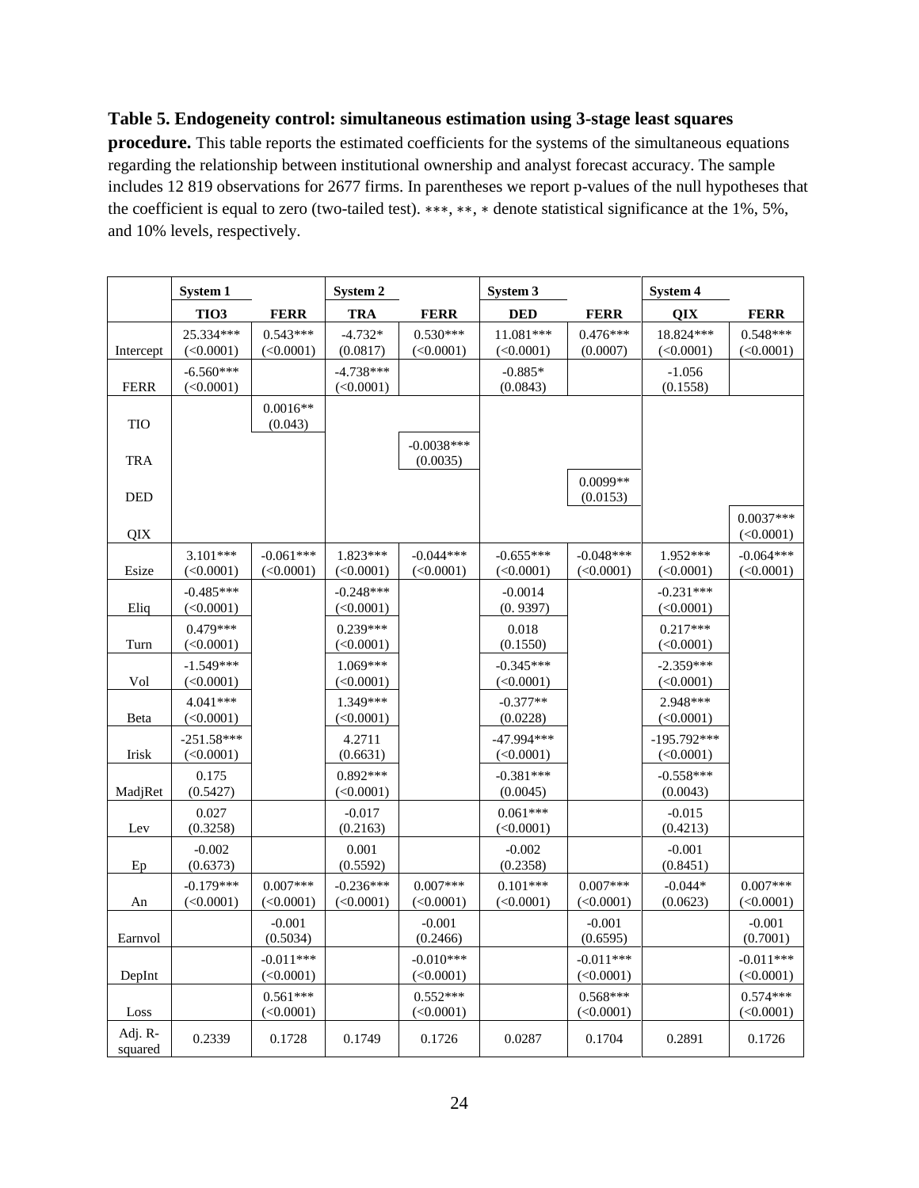**Table 5. Endogeneity control: simultaneous estimation using 3-stage least squares procedure.** This table reports the estimated coefficients for the systems of the simultaneous equations regarding the relationship between institutional ownership and analyst forecast accuracy. The sample includes 12 819 observations for 2677 firms. In parentheses we report p-values of the null hypotheses that the coefficient is equal to zero (two-tailed test). ∗∗∗, ∗∗, ∗ denote statistical significance at the 1%, 5%, and 10% levels, respectively.

| | System 1 | | System 2 | | System 3 | | System 4 | |
|---|---|---|---|---|---|---|---|---|
| | **TIO3** | **FERR** | **TRA** | **FERR** | **DED** | **FERR** | **QIX** | **FERR** |
| Intercept | 25.334*** (<0.0001) | 0.543*** (<0.0001) | -4.732* (0.0817) | 0.530*** (<0.0001) | 11.081*** (<0.0001) | 0.476*** (0.0007) | 18.824*** (<0.0001) | 0.548*** (<0.0001) |
| FERR | -6.560*** (<0.0001) | | -4.738*** (<0.0001) | | -0.885* (0.0843) | | -1.056 (0.1558) | |
| TIO | | 0.0016** (0.043) | | | | | | |
| TRA | | | | -0.0038*** (0.0035) | | | | |
| DED | | | | | | 0.0099** (0.0153) | | |
| QIX | | | | | | | | 0.0037*** (<0.0001) |
| Esize | 3.101*** (<0.0001) | -0.061*** (<0.0001) | 1.823*** (<0.0001) | -0.044*** (<0.0001) | -0.655*** (<0.0001) | -0.048*** (<0.0001) | 1.952*** (<0.0001) | -0.064*** (<0.0001) |
| Eliq | -0.485*** (<0.0001) | | -0.248*** (<0.0001) | | -0.0014 (0. 9397) | | -0.231*** (<0.0001) | |
| Turn | 0.479*** (<0.0001) | | 0.239*** (<0.0001) | | 0.018 (0.1550) | | 0.217*** (<0.0001) | |
| Vol | -1.549*** (<0.0001) | | 1.069*** (<0.0001) | | -0.345*** (<0.0001) | | -2.359*** (<0.0001) | |
| Beta | 4.041*** (<0.0001) | | 1.349*** (<0.0001) | | -0.377** (0.0228) | | 2.948*** (<0.0001) | |
| Irisk | -251.58*** (<0.0001) | | 4.2711 (0.6631) | | -47.994*** (<0.0001) | | -195.792*** (<0.0001) | |
| MadjRet | 0.175 (0.5427) | | 0.892*** (<0.0001) | | -0.381*** (0.0045) | | -0.558*** (0.0043) | |
| Lev | 0.027 (0.3258) | | -0.017 (0.2163) | | 0.061*** (<0.0001) | | -0.015 (0.4213) | |
| Ep | -0.002 (0.6373) | | 0.001 (0.5592) | | -0.002 (0.2358) | | -0.001 (0.8451) | |
| An | -0.179*** (<0.0001) | 0.007*** (<0.0001) | -0.236*** (<0.0001) | 0.007*** (<0.0001) | 0.101*** (<0.0001) | 0.007*** (<0.0001) | -0.044* (0.0623) | 0.007*** (<0.0001) |
| Earnvol | | -0.001 (0.5034) | | -0.001 (0.2466) | | -0.001 (0.6595) | | -0.001 (0.7001) |
| DepInt | | -0.011*** (<0.0001) | | -0.010*** (<0.0001) | | -0.011*** (<0.0001) | | -0.011*** (<0.0001) |
| Loss | | 0.561*** (<0.0001) | | 0.552*** (<0.0001) | | 0.568*** (<0.0001) | | 0.574*** (<0.0001) |
| Adj. R-squared | 0.2339 | 0.1728 | 0.1749 | 0.1726 | 0.0287 | 0.1704 | 0.2891 | 0.1726 |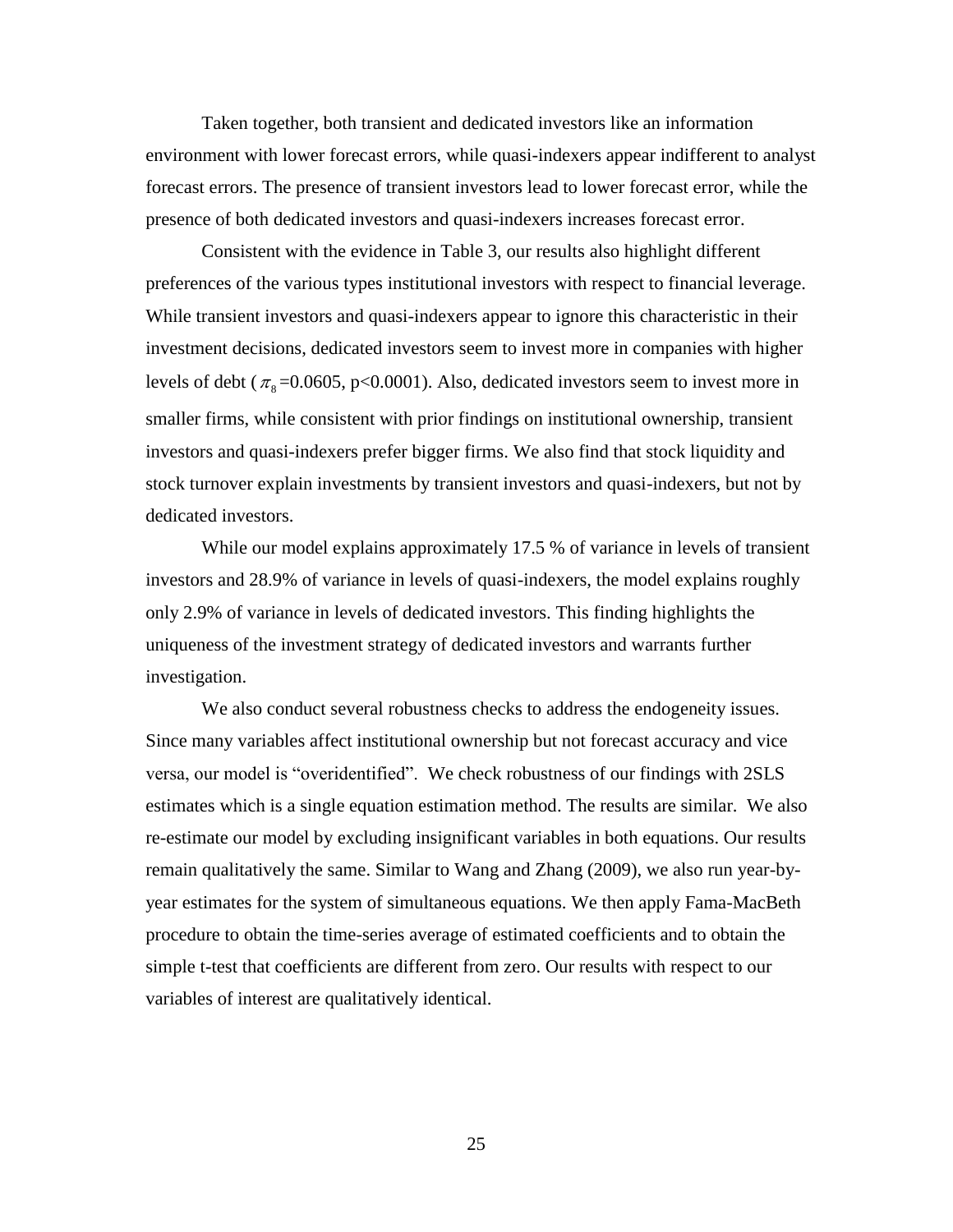Taken together, both transient and dedicated investors like an information environment with lower forecast errors, while quasi-indexers appear indifferent to analyst forecast errors. The presence of transient investors lead to lower forecast error, while the presence of both dedicated investors and quasi-indexers increases forecast error.

Consistent with the evidence in Table 3, our results also highlight different preferences of the various types institutional investors with respect to financial leverage. While transient investors and quasi-indexers appear to ignore this characteristic in their investment decisions, dedicated investors seem to invest more in companies with higher levels of debt ($\pi_8$=0.0605, p<0.0001). Also, dedicated investors seem to invest more in smaller firms, while consistent with prior findings on institutional ownership, transient investors and quasi-indexers prefer bigger firms. We also find that stock liquidity and stock turnover explain investments by transient investors and quasi-indexers, but not by dedicated investors.

While our model explains approximately 17.5 % of variance in levels of transient investors and 28.9% of variance in levels of quasi-indexers, the model explains roughly only 2.9% of variance in levels of dedicated investors. This finding highlights the uniqueness of the investment strategy of dedicated investors and warrants further investigation.

We also conduct several robustness checks to address the endogeneity issues. Since many variables affect institutional ownership but not forecast accuracy and vice versa, our model is "overidentified". We check robustness of our findings with 2SLS estimates which is a single equation estimation method. The results are similar. We also re-estimate our model by excluding insignificant variables in both equations. Our results remain qualitatively the same. Similar to Wang and Zhang (2009), we also run year-by-year estimates for the system of simultaneous equations. We then apply Fama-MacBeth procedure to obtain the time-series average of estimated coefficients and to obtain the simple t-test that coefficients are different from zero. Our results with respect to our variables of interest are qualitatively identical.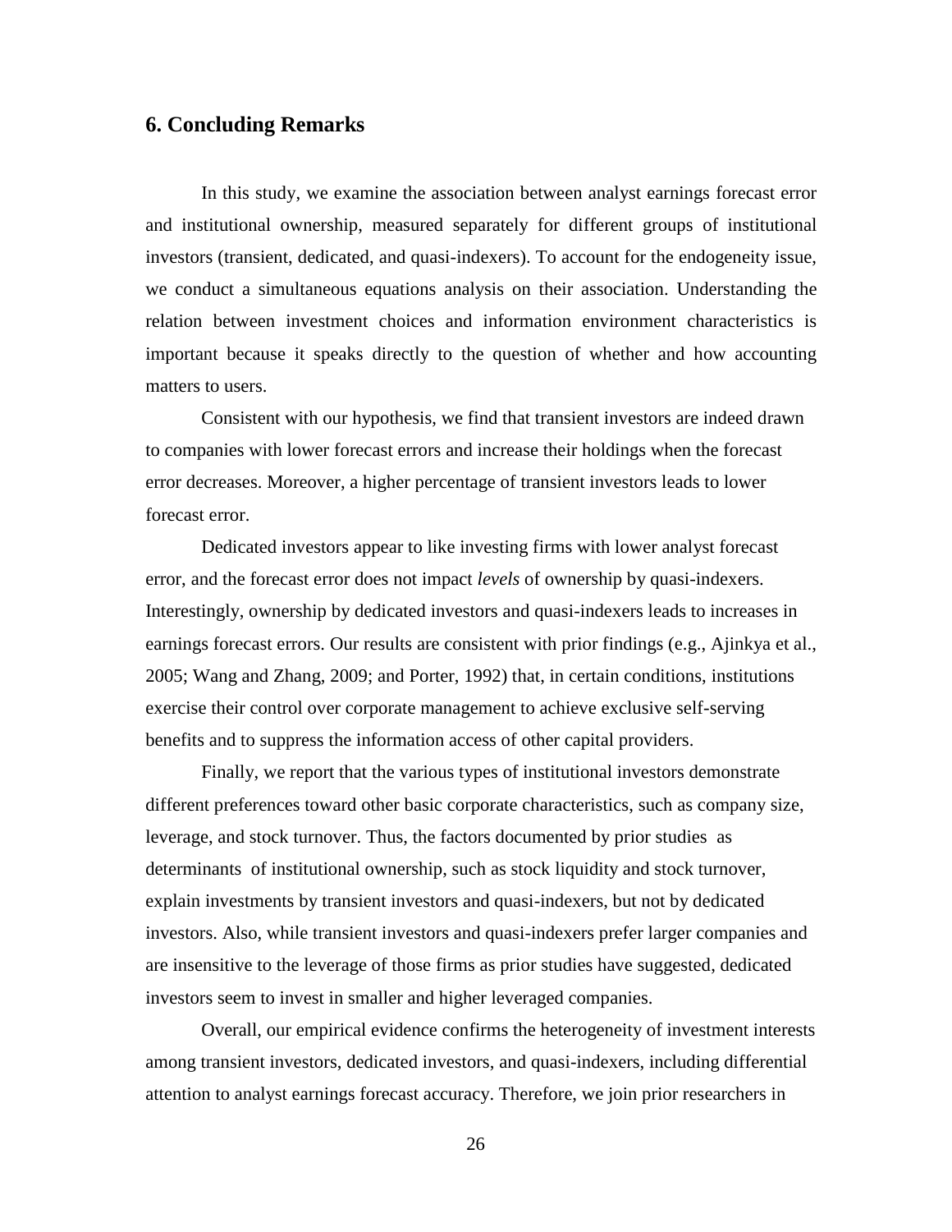## 6. Concluding Remarks

In this study, we examine the association between analyst earnings forecast error and institutional ownership, measured separately for different groups of institutional investors (transient, dedicated, and quasi-indexers). To account for the endogeneity issue, we conduct a simultaneous equations analysis on their association. Understanding the relation between investment choices and information environment characteristics is important because it speaks directly to the question of whether and how accounting matters to users.

Consistent with our hypothesis, we find that transient investors are indeed drawn to companies with lower forecast errors and increase their holdings when the forecast error decreases. Moreover, a higher percentage of transient investors leads to lower forecast error.

Dedicated investors appear to like investing firms with lower analyst forecast error, and the forecast error does not impact *levels* of ownership by quasi-indexers. Interestingly, ownership by dedicated investors and quasi-indexers leads to increases in earnings forecast errors. Our results are consistent with prior findings (e.g., Ajinkya et al., 2005; Wang and Zhang, 2009; and Porter, 1992) that, in certain conditions, institutions exercise their control over corporate management to achieve exclusive self-serving benefits and to suppress the information access of other capital providers.

Finally, we report that the various types of institutional investors demonstrate different preferences toward other basic corporate characteristics, such as company size, leverage, and stock turnover. Thus, the factors documented by prior studies as determinants of institutional ownership, such as stock liquidity and stock turnover, explain investments by transient investors and quasi-indexers, but not by dedicated investors. Also, while transient investors and quasi-indexers prefer larger companies and are insensitive to the leverage of those firms as prior studies have suggested, dedicated investors seem to invest in smaller and higher leveraged companies.

Overall, our empirical evidence confirms the heterogeneity of investment interests among transient investors, dedicated investors, and quasi-indexers, including differential attention to analyst earnings forecast accuracy. Therefore, we join prior researchers in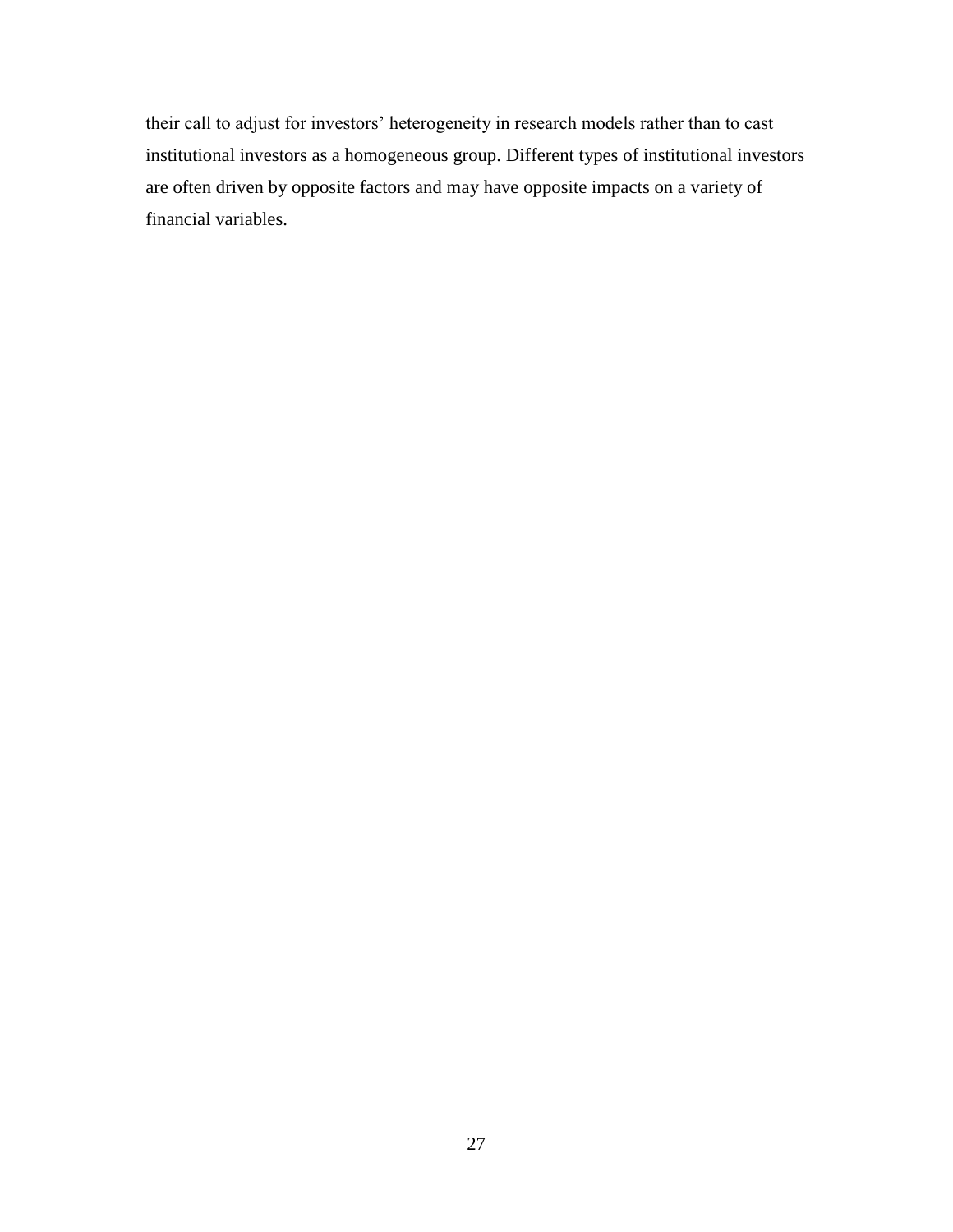their call to adjust for investors' heterogeneity in research models rather than to cast institutional investors as a homogeneous group. Different types of institutional investors are often driven by opposite factors and may have opposite impacts on a variety of financial variables.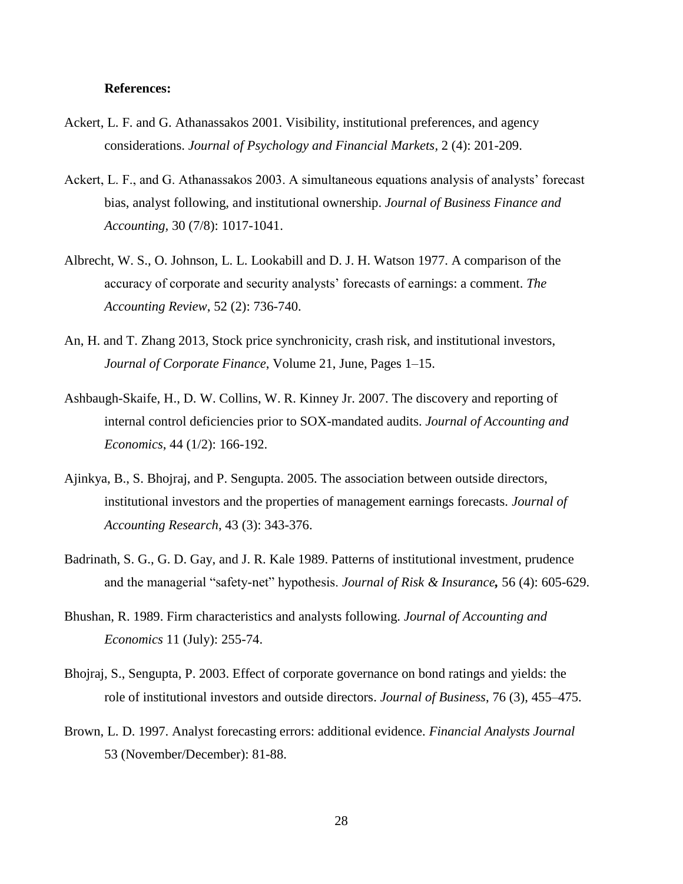**References:**

Ackert, L. F. and G. Athanassakos 2001. Visibility, institutional preferences, and agency considerations. *Journal of Psychology and Financial Markets,* 2 (4): 201-209.

Ackert, L. F., and G. Athanassakos 2003. A simultaneous equations analysis of analysts' forecast bias, analyst following, and institutional ownership. *Journal of Business Finance and Accounting*, 30 (7/8): 1017-1041.

Albrecht, W. S., O. Johnson, L. L. Lookabill and D. J. H. Watson 1977. A comparison of the accuracy of corporate and security analysts' forecasts of earnings: a comment. *The Accounting Review*, 52 (2): 736-740.

An, H. and T. Zhang 2013, Stock price synchronicity, crash risk, and institutional investors, *Journal of Corporate Finance*, Volume 21, June, Pages 1–15.

Ashbaugh-Skaife, H., D. W. Collins, W. R. Kinney Jr. 2007. The discovery and reporting of internal control deficiencies prior to SOX-mandated audits. *Journal of Accounting and Economics*, 44 (1/2): 166-192.

Ajinkya, B., S. Bhojraj, and P. Sengupta. 2005. The association between outside directors, institutional investors and the properties of management earnings forecasts. *Journal of Accounting Research*, 43 (3): 343-376.

Badrinath, S. G., G. D. Gay, and J. R. Kale 1989. Patterns of institutional investment, prudence and the managerial "safety-net" hypothesis. *Journal of Risk & Insurance***,** 56 (4): 605-629.

Bhushan, R. 1989. Firm characteristics and analysts following. *Journal of Accounting and Economics* 11 (July): 255-74.

Bhojraj, S., Sengupta, P. 2003. Effect of corporate governance on bond ratings and yields: the role of institutional investors and outside directors. *Journal of Business*, 76 (3), 455–475.

Brown, L. D. 1997. Analyst forecasting errors: additional evidence. *Financial Analysts Journal* 53 (November/December): 81-88.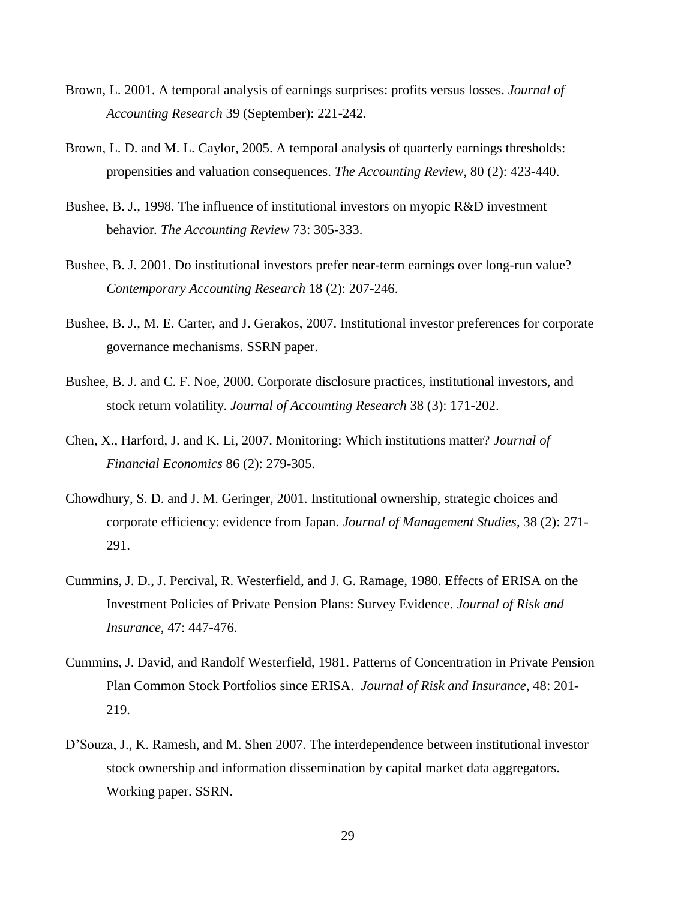Brown, L. 2001. A temporal analysis of earnings surprises: profits versus losses. *Journal of Accounting Research* 39 (September): 221-242.

Brown, L. D. and M. L. Caylor, 2005. A temporal analysis of quarterly earnings thresholds: propensities and valuation consequences. *The Accounting Review*, 80 (2): 423-440.

Bushee, B. J., 1998. The influence of institutional investors on myopic R&D investment behavior. *The Accounting Review* 73: 305-333.

Bushee, B. J. 2001. Do institutional investors prefer near-term earnings over long-run value? *Contemporary Accounting Research* 18 (2): 207-246.

Bushee, B. J., M. E. Carter, and J. Gerakos, 2007. Institutional investor preferences for corporate governance mechanisms. SSRN paper.

Bushee, B. J. and C. F. Noe, 2000. Corporate disclosure practices, institutional investors, and stock return volatility. *Journal of Accounting Research* 38 (3): 171-202.

Chen, X., Harford, J. and K. Li, 2007. Monitoring: Which institutions matter? *Journal of Financial Economics* 86 (2): 279-305.

Chowdhury, S. D. and J. M. Geringer, 2001. Institutional ownership, strategic choices and corporate efficiency: evidence from Japan. *Journal of Management Studies*, 38 (2): 271-291.

Cummins, J. D., J. Percival, R. Westerfield, and J. G. Ramage, 1980. Effects of ERISA on the Investment Policies of Private Pension Plans: Survey Evidence. *Journal of Risk and Insurance*, 47: 447-476.

Cummins, J. David, and Randolf Westerfield, 1981. Patterns of Concentration in Private Pension Plan Common Stock Portfolios since ERISA. *Journal of Risk and Insurance*, 48: 201-219.

D'Souza, J., K. Ramesh, and M. Shen 2007. The interdependence between institutional investor stock ownership and information dissemination by capital market data aggregators. Working paper. SSRN.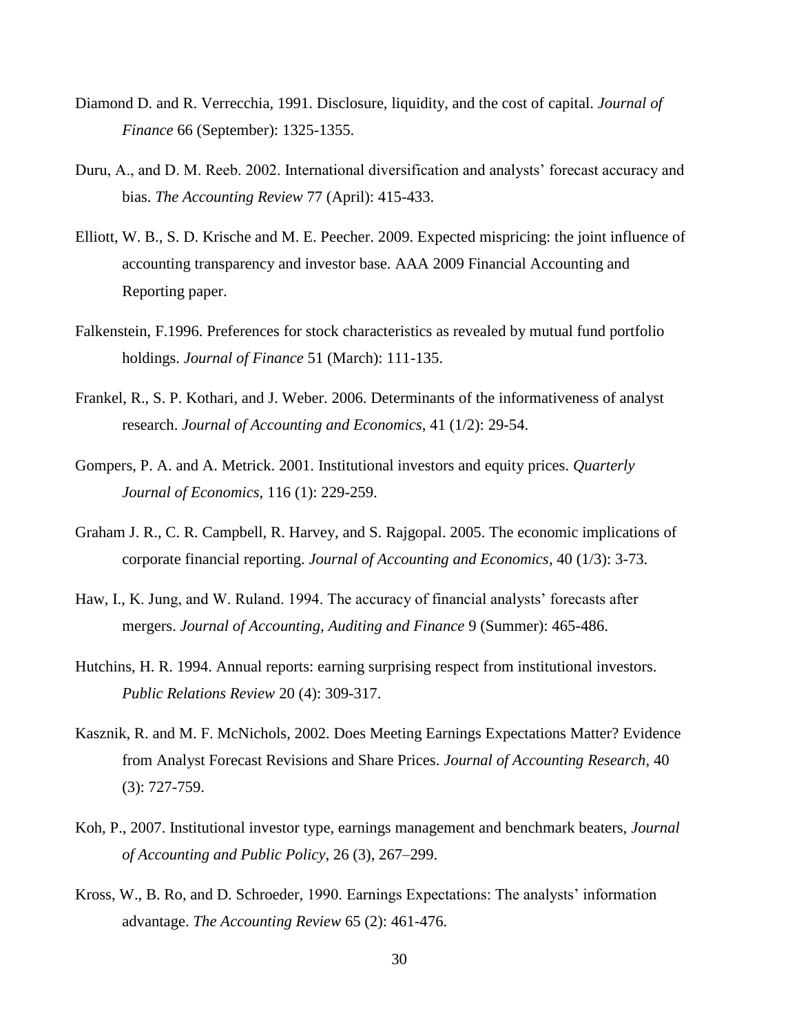Diamond D. and R. Verrecchia, 1991. Disclosure, liquidity, and the cost of capital. *Journal of Finance* 66 (September): 1325-1355.

Duru, A., and D. M. Reeb. 2002. International diversification and analysts' forecast accuracy and bias. *The Accounting Review* 77 (April): 415-433.

Elliott, W. B., S. D. Krische and M. E. Peecher. 2009. Expected mispricing: the joint influence of accounting transparency and investor base. AAA 2009 Financial Accounting and Reporting paper.

Falkenstein, F.1996. Preferences for stock characteristics as revealed by mutual fund portfolio holdings. *Journal of Finance* 51 (March): 111-135.

Frankel, R., S. P. Kothari, and J. Weber. 2006. Determinants of the informativeness of analyst research. *Journal of Accounting and Economics*, 41 (1/2): 29-54.

Gompers, P. A. and A. Metrick. 2001. Institutional investors and equity prices. *Quarterly Journal of Economics*, 116 (1): 229-259.

Graham J. R., C. R. Campbell, R. Harvey, and S. Rajgopal. 2005. The economic implications of corporate financial reporting. *Journal of Accounting and Economics*, 40 (1/3): 3-73.

Haw, I., K. Jung, and W. Ruland. 1994. The accuracy of financial analysts' forecasts after mergers. *Journal of Accounting, Auditing and Finance* 9 (Summer): 465-486.

Hutchins, H. R. 1994. Annual reports: earning surprising respect from institutional investors. *Public Relations Review* 20 (4): 309-317.

Kasznik, R. and M. F. McNichols, 2002. Does Meeting Earnings Expectations Matter? Evidence from Analyst Forecast Revisions and Share Prices. *Journal of Accounting Research*, 40 (3): 727-759.

Koh, P., 2007. Institutional investor type, earnings management and benchmark beaters, *Journal of Accounting and Public Policy*, 26 (3), 267–299.

Kross, W., B. Ro, and D. Schroeder, 1990. Earnings Expectations: The analysts' information advantage. *The Accounting Review* 65 (2): 461-476.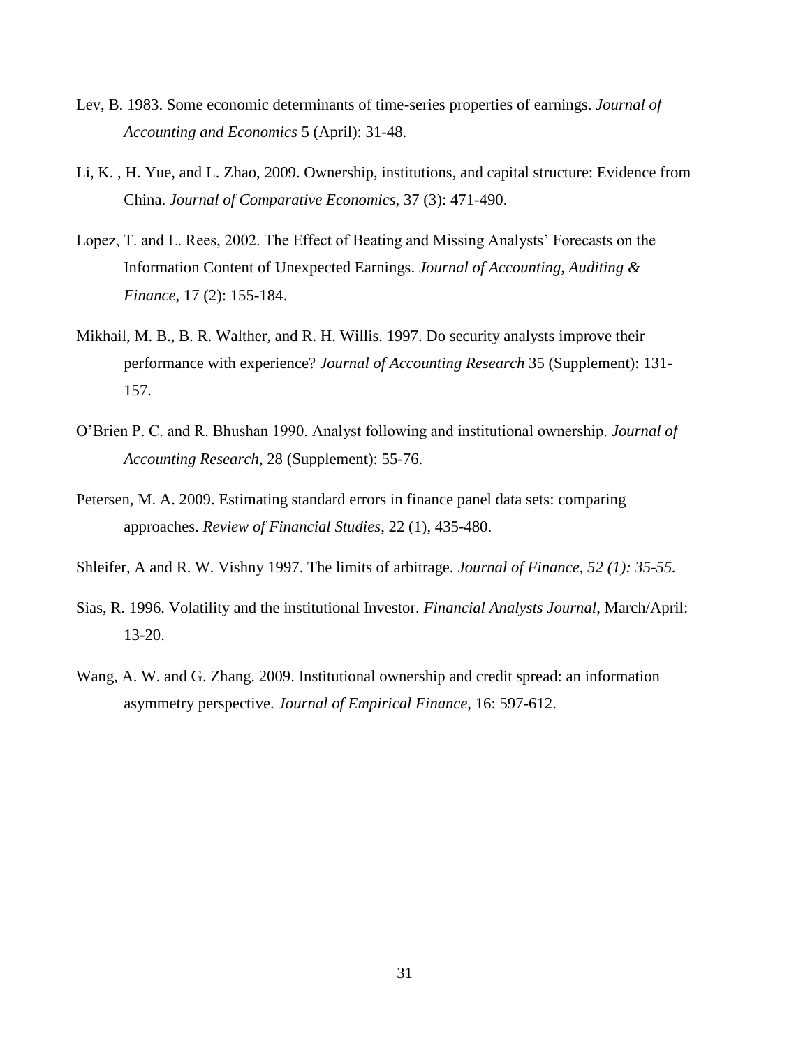Lev, B. 1983. Some economic determinants of time-series properties of earnings. *Journal of Accounting and Economics* 5 (April): 31-48.

Li, K. , H. Yue, and L. Zhao, 2009. Ownership, institutions, and capital structure: Evidence from China. *Journal of Comparative Economics*, 37 (3): 471-490.

Lopez, T. and L. Rees, 2002. The Effect of Beating and Missing Analysts' Forecasts on the Information Content of Unexpected Earnings. *Journal of Accounting, Auditing & Finance*, 17 (2): 155-184.

Mikhail, M. B., B. R. Walther, and R. H. Willis. 1997. Do security analysts improve their performance with experience? *Journal of Accounting Research* 35 (Supplement): 131-157.

O'Brien P. C. and R. Bhushan 1990. Analyst following and institutional ownership. *Journal of Accounting Research*, 28 (Supplement): 55-76.

Petersen, M. A. 2009. Estimating standard errors in finance panel data sets: comparing approaches. *Review of Financial Studies*, 22 (1), 435-480.

Shleifer, A and R. W. Vishny 1997. The limits of arbitrage. *Journal of Finance, 52 (1): 35-55.*

Sias, R. 1996. Volatility and the institutional Investor. *Financial Analysts Journal*, March/April: 13-20.

Wang, A. W. and G. Zhang. 2009. Institutional ownership and credit spread: an information asymmetry perspective. *Journal of Empirical Finance*, 16: 597-612.